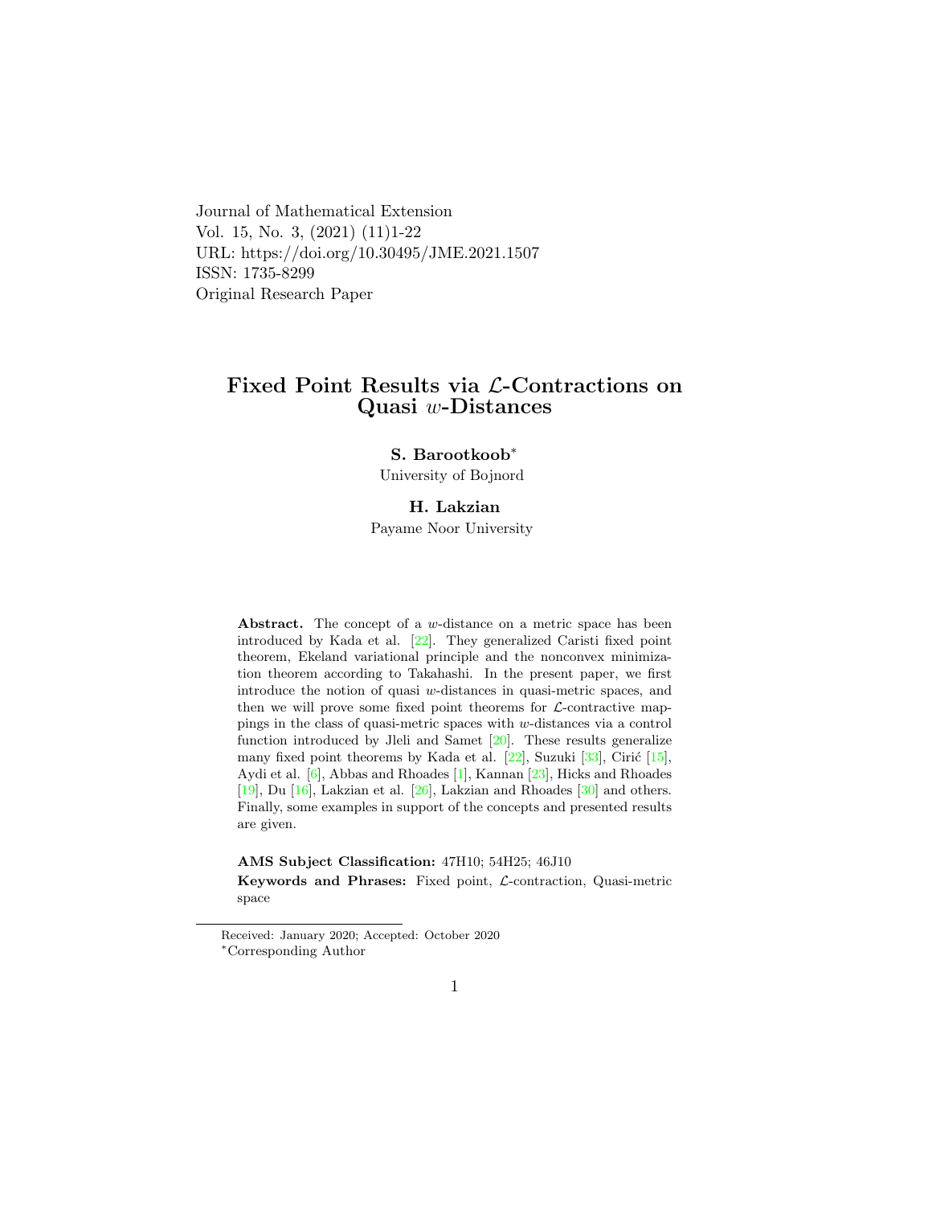Journal of Mathematical Extension
Vol. 15, No. 3, (2021) (11)1-22
URL: https://doi.org/10.30495/JME.2021.1507
ISSN: 1735-8299
Original Research Paper

# Fixed Point Results via $\mathcal{L}$-Contractions on Quasi $w$-Distances

**S. Barootkoob**[*]
University of Bojnord

**H. Lakzian**
Payame Noor University

**Abstract.** The concept of a $w$-distance on a metric space has been introduced by Kada et al. [22]. They generalized Caristi fixed point theorem, Ekeland variational principle and the nonconvex minimization theorem according to Takahashi. In the present paper, we first introduce the notion of quasi $w$-distances in quasi-metric spaces, and then we will prove some fixed point theorems for $\mathcal{L}$-contractive mappings in the class of quasi-metric spaces with $w$-distances via a control function introduced by Jleli and Samet [20]. These results generalize many fixed point theorems by Kada et al. [22], Suzuki [33], Cirić [15], Aydi et al. [6], Abbas and Rhoades [1], Kannan [23], Hicks and Rhoades [19], Du [16], Lakzian et al. [26], Lakzian and Rhoades [30] and others. Finally, some examples in support of the concepts and presented results are given.

**AMS Subject Classification:** 47H10; 54H25; 46J10

**Keywords and Phrases:** Fixed point, $\mathcal{L}$-contraction, Quasi-metric space

---

Received: January 2020; Accepted: October 2020

[*]Corresponding Author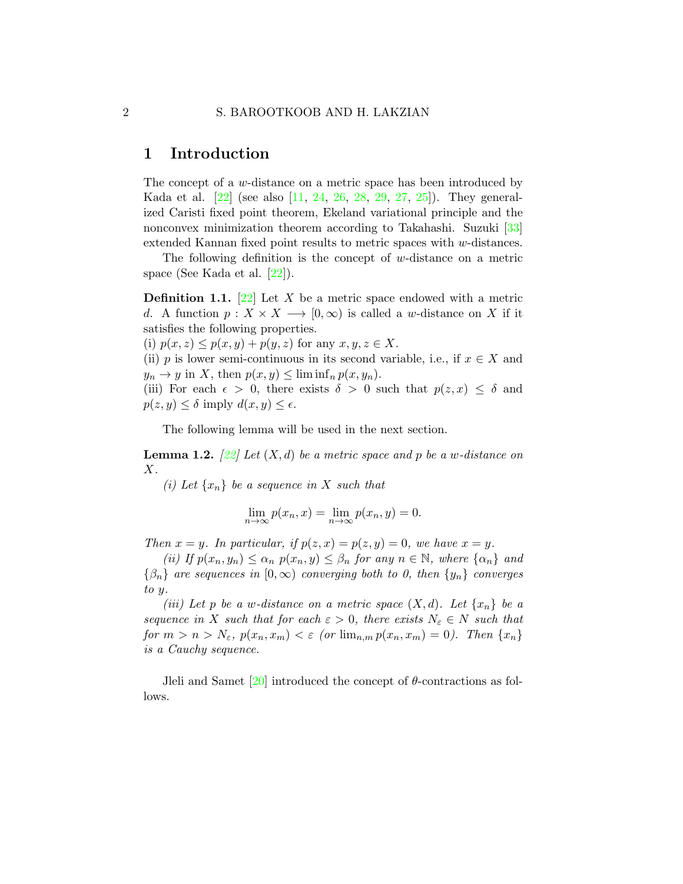# 1 Introduction

The concept of a $w$-distance on a metric space has been introduced by Kada et al. [22] (see also [11, 24, 26, 28, 29, 27, 25]). They generalized Caristi fixed point theorem, Ekeland variational principle and the nonconvex minimization theorem according to Takahashi. Suzuki [33] extended Kannan fixed point results to metric spaces with $w$-distances.

The following definition is the concept of $w$-distance on a metric space (See Kada et al. [22]).

**Definition 1.1.** [22] Let $X$ be a metric space endowed with a metric $d$. A function $p : X \times X \longrightarrow [0, \infty)$ is called a $w$-distance on $X$ if it satisfies the following properties.
(i) $p(x, z) \leq p(x, y) + p(y, z)$ for any $x, y, z \in X$.
(ii) $p$ is lower semi-continuous in its second variable, i.e., if $x \in X$ and $y_n \to y$ in $X$, then $p(x, y) \leq \liminf_n p(x, y_n)$.
(iii) For each $\epsilon > 0$, there exists $\delta > 0$ such that $p(z, x) \leq \delta$ and $p(z, y) \leq \delta$ imply $d(x, y) \leq \epsilon$.

The following lemma will be used in the next section.

**Lemma 1.2.** *[22] Let $(X, d)$ be a metric space and $p$ be a $w$-distance on $X$.*

*(i) Let $\{x_n\}$ be a sequence in $X$ such that*

$$\lim_{n\to\infty} p(x_n, x) = \lim_{n\to\infty} p(x_n, y) = 0.$$

*Then $x = y$. In particular, if $p(z, x) = p(z, y) = 0$, we have $x = y$.*

*(ii) If $p(x_n, y_n) \leq \alpha_n$ $p(x_n, y) \leq \beta_n$ for any $n \in \mathbb{N}$, where $\{\alpha_n\}$ and $\{\beta_n\}$ are sequences in $[0, \infty)$ converging both to 0, then $\{y_n\}$ converges to $y$.*

*(iii) Let $p$ be a $w$-distance on a metric space $(X, d)$. Let $\{x_n\}$ be a sequence in $X$ such that for each $\varepsilon > 0$, there exists $N_\varepsilon \in N$ such that for $m > n > N_\varepsilon$, $p(x_n, x_m) < \varepsilon$ (or $\lim_{n,m} p(x_n, x_m) = 0$). Then $\{x_n\}$ is a Cauchy sequence.*

Jleli and Samet [20] introduced the concept of $\theta$-contractions as follows.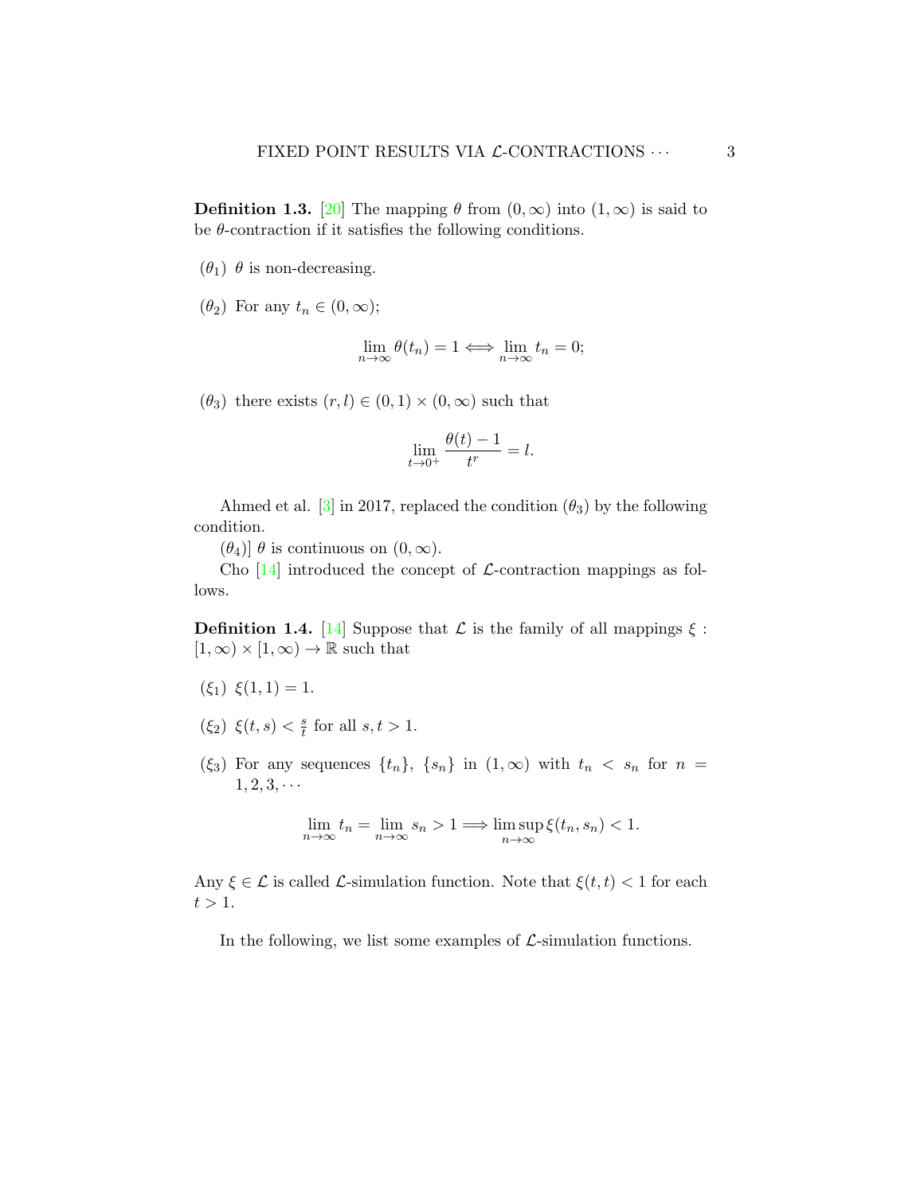**Definition 1.3.** [20] The mapping $\theta$ from $(0,\infty)$ into $(1,\infty)$ is said to be $\theta$-contraction if it satisfies the following conditions.

($\theta_1$) $\theta$ is non-decreasing.

($\theta_2$) For any $t_n \in (0,\infty)$;

$$\lim_{n\to\infty} \theta(t_n) = 1 \Longleftrightarrow \lim_{n\to\infty} t_n = 0;$$

($\theta_3$) there exists $(r,l) \in (0,1) \times (0,\infty)$ such that

$$\lim_{t\to 0^+} \frac{\theta(t)-1}{t^r} = l.$$

Ahmed et al. [3] in 2017, replaced the condition ($\theta_3$) by the following condition.

($\theta_4$)] $\theta$ is continuous on $(0,\infty)$.

Cho [14] introduced the concept of $\mathcal{L}$-contraction mappings as follows.

**Definition 1.4.** [14] Suppose that $\mathcal{L}$ is the family of all mappings $\xi : [1,\infty) \times [1,\infty) \to \mathbb{R}$ such that

($\xi_1$) $\xi(1,1) = 1$.

($\xi_2$) $\xi(t,s) < \frac{s}{t}$ for all $s, t > 1$.

($\xi_3$) For any sequences $\{t_n\}$, $\{s_n\}$ in $(1,\infty)$ with $t_n < s_n$ for $n = 1, 2, 3, \cdots$

$$\lim_{n\to\infty} t_n = \lim_{n\to\infty} s_n > 1 \Longrightarrow \limsup_{n\to\infty} \xi(t_n, s_n) < 1.$$

Any $\xi \in \mathcal{L}$ is called $\mathcal{L}$-simulation function. Note that $\xi(t,t) < 1$ for each $t > 1$.

In the following, we list some examples of $\mathcal{L}$-simulation functions.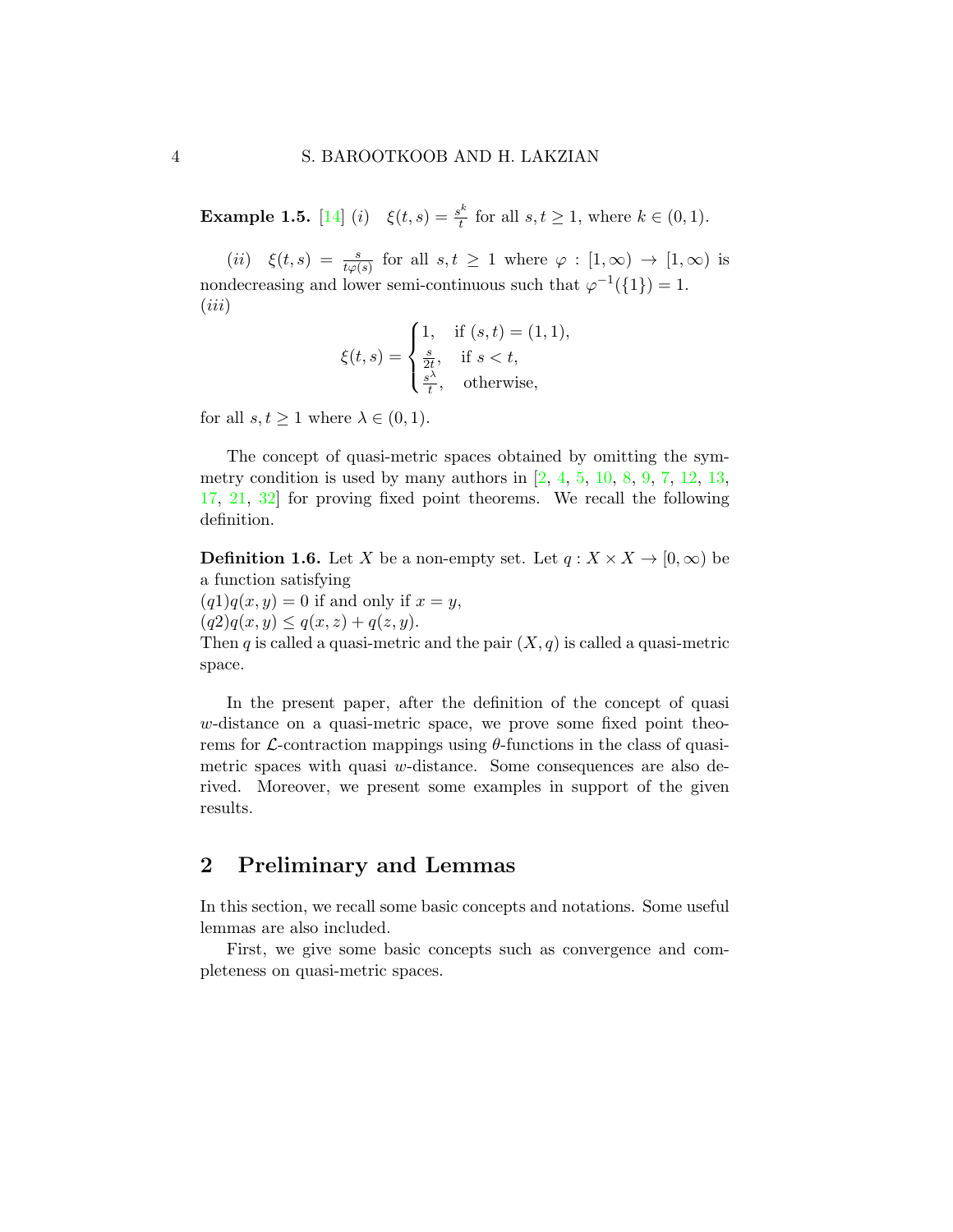**Example 1.5.** [14] $(i)$ $\xi(t,s) = \frac{s^k}{t}$ for all $s,t \geq 1$, where $k \in (0,1)$.

$(ii)$ $\xi(t,s) = \frac{s}{t\varphi(s)}$ for all $s,t \geq 1$ where $\varphi : [1,\infty) \to [1,\infty)$ is nondecreasing and lower semi-continuous such that $\varphi^{-1}(\{1\}) = 1$.
$(iii)$

$$\xi(t,s) = \begin{cases} 1, & \text{if } (s,t) = (1,1), \\ \frac{s}{2t}, & \text{if } s < t, \\ \frac{s^\lambda}{t}, & \text{otherwise,} \end{cases}$$

for all $s,t \geq 1$ where $\lambda \in (0,1)$.

The concept of quasi-metric spaces obtained by omitting the symmetry condition is used by many authors in [2, 4, 5, 10, 8, 9, 7, 12, 13, 17, 21, 32] for proving fixed point theorems. We recall the following definition.

**Definition 1.6.** Let $X$ be a non-empty set. Let $q : X \times X \to [0,\infty)$ be a function satisfying
$(q1)$ $q(x,y) = 0$ if and only if $x = y$,
$(q2)$ $q(x,y) \leq q(x,z) + q(z,y)$.
Then $q$ is called a quasi-metric and the pair $(X,q)$ is called a quasi-metric space.

In the present paper, after the definition of the concept of quasi $w$-distance on a quasi-metric space, we prove some fixed point theorems for $\mathcal{L}$-contraction mappings using $\theta$-functions in the class of quasi-metric spaces with quasi $w$-distance. Some consequences are also derived. Moreover, we present some examples in support of the given results.

## 2 Preliminary and Lemmas

In this section, we recall some basic concepts and notations. Some useful lemmas are also included.

First, we give some basic concepts such as convergence and completeness on quasi-metric spaces.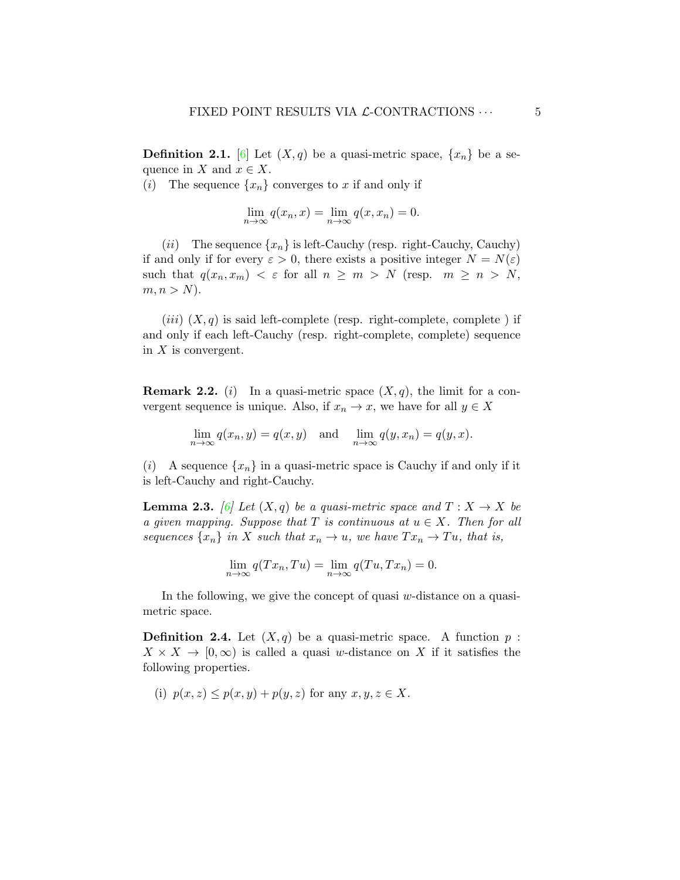**Definition 2.1.** [6] Let $(X, q)$ be a quasi-metric space, $\{x_n\}$ be a sequence in $X$ and $x \in X$.
$(i)$ The sequence $\{x_n\}$ converges to $x$ if and only if

$$\lim_{n\to\infty} q(x_n, x) = \lim_{n\to\infty} q(x, x_n) = 0.$$

$(ii)$ The sequence $\{x_n\}$ is left-Cauchy (resp. right-Cauchy, Cauchy) if and only if for every $\varepsilon > 0$, there exists a positive integer $N = N(\varepsilon)$ such that $q(x_n, x_m) < \varepsilon$ for all $n \geq m > N$ (resp. $m \geq n > N$, $m, n > N$).

$(iii)$ $(X, q)$ is said left-complete (resp. right-complete, complete ) if and only if each left-Cauchy (resp. right-complete, complete) sequence in $X$ is convergent.

**Remark 2.2.** $(i)$ In a quasi-metric space $(X, q)$, the limit for a convergent sequence is unique. Also, if $x_n \to x$, we have for all $y \in X$

$$\lim_{n\to\infty} q(x_n, y) = q(x, y) \quad \text{and} \quad \lim_{n\to\infty} q(y, x_n) = q(y, x).$$

$(i)$ A sequence $\{x_n\}$ in a quasi-metric space is Cauchy if and only if it is left-Cauchy and right-Cauchy.

**Lemma 2.3.** *[6] Let $(X, q)$ be a quasi-metric space and $T : X \to X$ be a given mapping. Suppose that $T$ is continuous at $u \in X$. Then for all sequences $\{x_n\}$ in $X$ such that $x_n \to u$, we have $Tx_n \to Tu$, that is,*

$$\lim_{n\to\infty} q(Tx_n, Tu) = \lim_{n\to\infty} q(Tu, Tx_n) = 0.$$

In the following, we give the concept of quasi $w$-distance on a quasi-metric space.

**Definition 2.4.** Let $(X, q)$ be a quasi-metric space. A function $p : X \times X \to [0, \infty)$ is called a quasi $w$-distance on $X$ if it satisfies the following properties.

(i) $p(x, z) \leq p(x, y) + p(y, z)$ for any $x, y, z \in X$.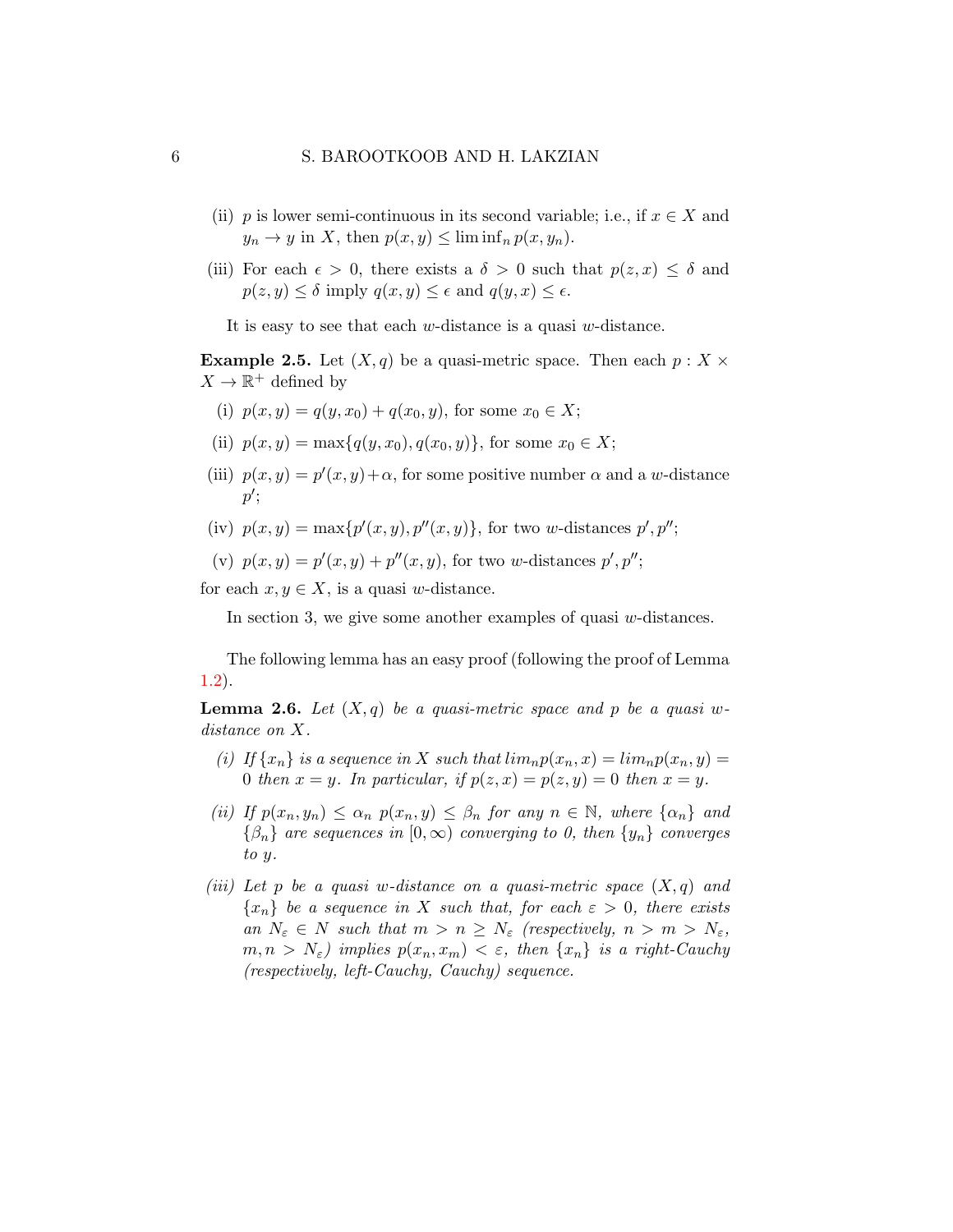(ii) $p$ is lower semi-continuous in its second variable; i.e., if $x \in X$ and $y_n \to y$ in $X$, then $p(x, y) \leq \liminf_n p(x, y_n)$.

(iii) For each $\epsilon > 0$, there exists a $\delta > 0$ such that $p(z, x) \leq \delta$ and $p(z, y) \leq \delta$ imply $q(x, y) \leq \epsilon$ and $q(y, x) \leq \epsilon$.

It is easy to see that each $w$-distance is a quasi $w$-distance.

**Example 2.5.** Let $(X, q)$ be a quasi-metric space. Then each $p : X \times X \to \mathbb{R}^+$ defined by

(i) $p(x, y) = q(y, x_0) + q(x_0, y)$, for some $x_0 \in X$;

(ii) $p(x, y) = \max\{q(y, x_0), q(x_0, y)\}$, for some $x_0 \in X$;

(iii) $p(x, y) = p'(x, y) + \alpha$, for some positive number $\alpha$ and a $w$-distance $p'$;

(iv) $p(x, y) = \max\{p'(x, y), p''(x, y)\}$, for two $w$-distances $p', p''$;

(v) $p(x, y) = p'(x, y) + p''(x, y)$, for two $w$-distances $p', p''$;

for each $x, y \in X$, is a quasi $w$-distance.

In section 3, we give some another examples of quasi $w$-distances.

The following lemma has an easy proof (following the proof of Lemma 1.2).

**Lemma 2.6.** *Let $(X, q)$ be a quasi-metric space and $p$ be a quasi $w$-distance on $X$.*

*(i) If $\{x_n\}$ is a sequence in $X$ such that $lim_n p(x_n, x) = lim_n p(x_n, y) = 0$ then $x = y$. In particular, if $p(z, x) = p(z, y) = 0$ then $x = y$.*

*(ii) If $p(x_n, y_n) \leq \alpha_n$ $p(x_n, y) \leq \beta_n$ for any $n \in \mathbb{N}$, where $\{\alpha_n\}$ and $\{\beta_n\}$ are sequences in $[0, \infty)$ converging to 0, then $\{y_n\}$ converges to $y$.*

*(iii) Let $p$ be a quasi $w$-distance on a quasi-metric space $(X, q)$ and $\{x_n\}$ be a sequence in $X$ such that, for each $\varepsilon > 0$, there exists an $N_\varepsilon \in N$ such that $m > n \geq N_\varepsilon$ (respectively, $n > m > N_\varepsilon$, $m, n > N_\varepsilon$) implies $p(x_n, x_m) < \varepsilon$, then $\{x_n\}$ is a right-Cauchy (respectively, left-Cauchy, Cauchy) sequence.*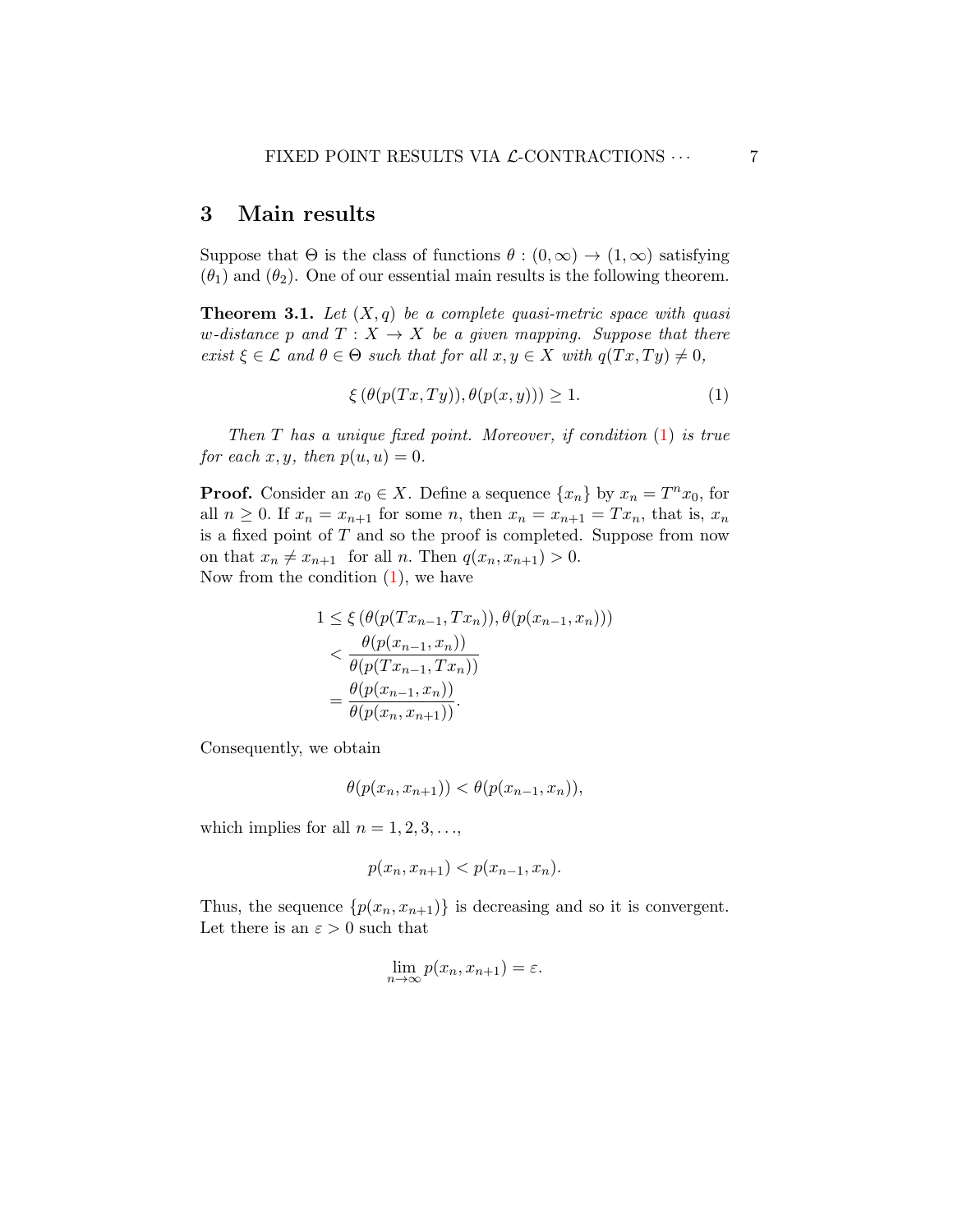## 3 Main results

Suppose that $\Theta$ is the class of functions $\theta : (0,\infty) \to (1,\infty)$ satisfying $(\theta_1)$ and $(\theta_2)$. One of our essential main results is the following theorem.

**Theorem 3.1.** *Let $(X, q)$ be a complete quasi-metric space with quasi $w$-distance $p$ and $T : X \to X$ be a given mapping. Suppose that there exist $\xi \in \mathcal{L}$ and $\theta \in \Theta$ such that for all $x, y \in X$ with $q(Tx, Ty) \neq 0$,*

$$\xi\left(\theta(p(Tx, Ty)), \theta(p(x, y))\right) \geq 1. \tag{1}$$

*Then $T$ has a unique fixed point. Moreover, if condition (1) is true for each $x, y$, then $p(u, u) = 0$.*

**Proof.** Consider an $x_0 \in X$. Define a sequence $\{x_n\}$ by $x_n = T^n x_0$, for all $n \geq 0$. If $x_n = x_{n+1}$ for some $n$, then $x_n = x_{n+1} = Tx_n$, that is, $x_n$ is a fixed point of $T$ and so the proof is completed. Suppose from now on that $x_n \neq x_{n+1}$ for all $n$. Then $q(x_n, x_{n+1}) > 0$.
Now from the condition (1), we have

$$\begin{aligned}
1 &\leq \xi\left(\theta(p(Tx_{n-1}, Tx_n)), \theta(p(x_{n-1}, x_n))\right) \\
&< \frac{\theta(p(x_{n-1}, x_n))}{\theta(p(Tx_{n-1}, Tx_n))} \\
&= \frac{\theta(p(x_{n-1}, x_n))}{\theta(p(x_n, x_{n+1}))}.
\end{aligned}$$

Consequently, we obtain

$$\theta(p(x_n, x_{n+1})) < \theta(p(x_{n-1}, x_n)),$$

which implies for all $n = 1, 2, 3, \ldots$,

$$p(x_n, x_{n+1}) < p(x_{n-1}, x_n).$$

Thus, the sequence $\{p(x_n, x_{n+1})\}$ is decreasing and so it is convergent. Let there is an $\varepsilon > 0$ such that

$$\lim_{n\to\infty} p(x_n, x_{n+1}) = \varepsilon.$$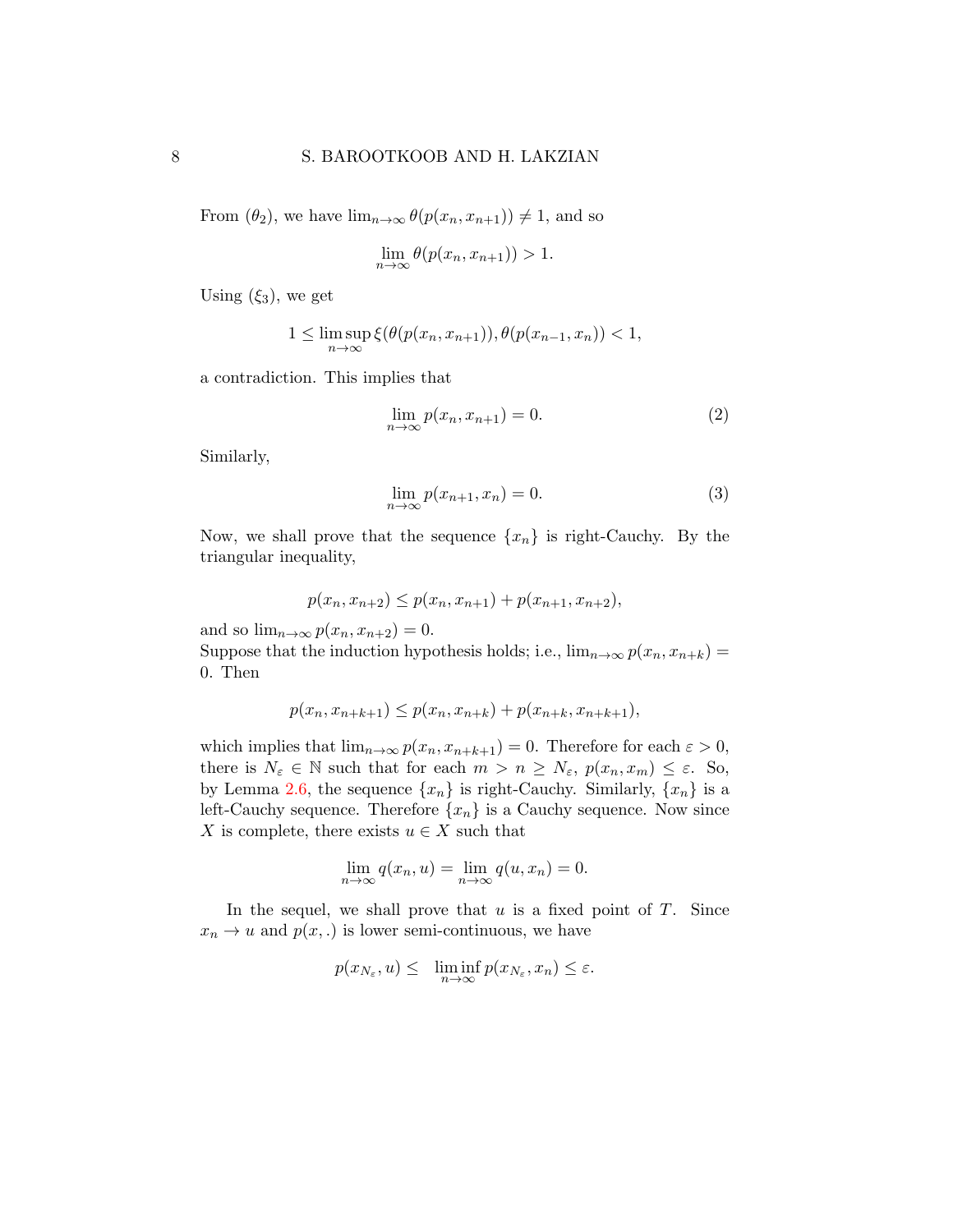From $(\theta_2)$, we have $\lim_{n\to\infty} \theta(p(x_n, x_{n+1})) \neq 1$, and so

$$\lim_{n\to\infty} \theta(p(x_n, x_{n+1})) > 1.$$

Using $(\xi_3)$, we get

$$1 \leq \limsup_{n\to\infty} \xi(\theta(p(x_n, x_{n+1})), \theta(p(x_{n-1}, x_n)) < 1,$$

a contradiction. This implies that

$$\lim_{n\to\infty} p(x_n, x_{n+1}) = 0. \tag{2}$$

Similarly,

$$\lim_{n\to\infty} p(x_{n+1}, x_n) = 0. \tag{3}$$

Now, we shall prove that the sequence $\{x_n\}$ is right-Cauchy. By the triangular inequality,

$$p(x_n, x_{n+2}) \leq p(x_n, x_{n+1}) + p(x_{n+1}, x_{n+2}),$$

and so $\lim_{n\to\infty} p(x_n, x_{n+2}) = 0$.
Suppose that the induction hypothesis holds; i.e., $\lim_{n\to\infty} p(x_n, x_{n+k}) = 0$. Then

$$p(x_n, x_{n+k+1}) \leq p(x_n, x_{n+k}) + p(x_{n+k}, x_{n+k+1}),$$

which implies that $\lim_{n\to\infty} p(x_n, x_{n+k+1}) = 0$. Therefore for each $\varepsilon > 0$, there is $N_\varepsilon \in \mathbb{N}$ such that for each $m > n \geq N_\varepsilon$, $p(x_n, x_m) \leq \varepsilon$. So, by Lemma 2.6, the sequence $\{x_n\}$ is right-Cauchy. Similarly, $\{x_n\}$ is a left-Cauchy sequence. Therefore $\{x_n\}$ is a Cauchy sequence. Now since $X$ is complete, there exists $u \in X$ such that

$$\lim_{n\to\infty} q(x_n, u) = \lim_{n\to\infty} q(u, x_n) = 0.$$

In the sequel, we shall prove that $u$ is a fixed point of $T$. Since $x_n \to u$ and $p(x, .)$ is lower semi-continuous, we have

$$p(x_{N_\varepsilon}, u) \leq \liminf_{n\to\infty} p(x_{N_\varepsilon}, x_n) \leq \varepsilon.$$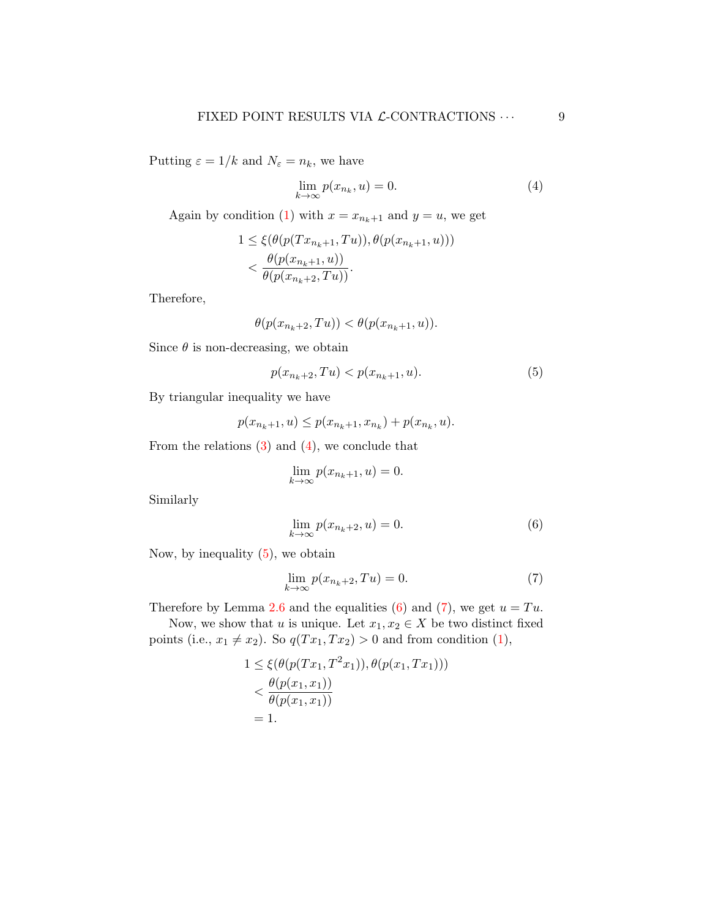Putting $\varepsilon = 1/k$ and $N_\varepsilon = n_k$, we have

$$\lim_{k\to\infty} p(x_{n_k}, u) = 0. \tag{4}$$

Again by condition (1) with $x = x_{n_k+1}$ and $y = u$, we get

$$\begin{aligned}
1 &\le \xi(\theta(p(Tx_{n_k+1}, Tu)), \theta(p(x_{n_k+1}, u))) \\
&< \frac{\theta(p(x_{n_k+1}, u))}{\theta(p(x_{n_k+2}, Tu))}.
\end{aligned}$$

Therefore,

$$\theta(p(x_{n_k+2}, Tu)) < \theta(p(x_{n_k+1}, u)).$$

Since $\theta$ is non-decreasing, we obtain

$$p(x_{n_k+2}, Tu) < p(x_{n_k+1}, u). \tag{5}$$

By triangular inequality we have

$$p(x_{n_k+1}, u) \le p(x_{n_k+1}, x_{n_k}) + p(x_{n_k}, u).$$

From the relations (3) and (4), we conclude that

$$\lim_{k\to\infty} p(x_{n_k+1}, u) = 0.$$

Similarly

$$\lim_{k\to\infty} p(x_{n_k+2}, u) = 0. \tag{6}$$

Now, by inequality (5), we obtain

$$\lim_{k\to\infty} p(x_{n_k+2}, Tu) = 0. \tag{7}$$

Therefore by Lemma 2.6 and the equalities (6) and (7), we get $u = Tu$.

Now, we show that $u$ is unique. Let $x_1, x_2 \in X$ be two distinct fixed points (i.e., $x_1 \neq x_2$). So $q(Tx_1, Tx_2) > 0$ and from condition (1),

$$\begin{aligned}
1 &\le \xi(\theta(p(Tx_1, T^2x_1)), \theta(p(x_1, Tx_1))) \\
&< \frac{\theta(p(x_1, x_1))}{\theta(p(x_1, x_1))} \\
&= 1.
\end{aligned}$$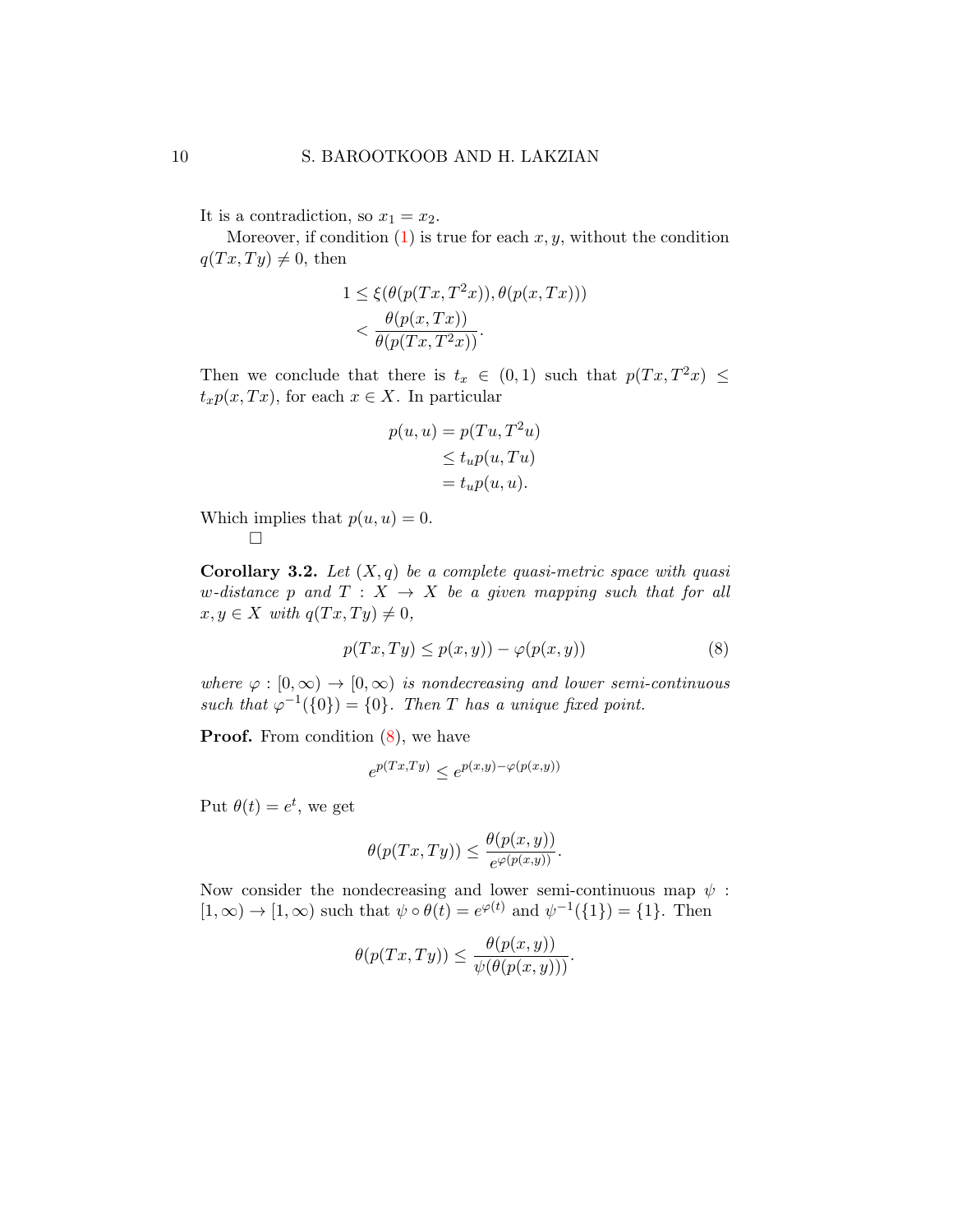It is a contradiction, so $x_1 = x_2$.

Moreover, if condition (1) is true for each $x, y$, without the condition $q(Tx, Ty) \neq 0$, then

$$\begin{aligned} 1 &\leq \xi(\theta(p(Tx, T^2x)), \theta(p(x, Tx))) \\ &< \frac{\theta(p(x, Tx))}{\theta(p(Tx, T^2x))}. \end{aligned}$$

Then we conclude that there is $t_x \in (0, 1)$ such that $p(Tx, T^2x) \leq t_x p(x, Tx)$, for each $x \in X$. In particular

$$\begin{aligned} p(u, u) &= p(Tu, T^2u) \\ &\leq t_u p(u, Tu) \\ &= t_u p(u, u). \end{aligned}$$

Which implies that $p(u, u) = 0$.

□

**Corollary 3.2.** *Let $(X, q)$ be a complete quasi-metric space with quasi w-distance $p$ and $T : X \to X$ be a given mapping such that for all $x, y \in X$ with $q(Tx, Ty) \neq 0$,*

$$p(Tx, Ty) \leq p(x, y)) - \varphi(p(x, y)) \tag{8}$$

*where $\varphi : [0, \infty) \to [0, \infty)$ is nondecreasing and lower semi-continuous such that $\varphi^{-1}(\{0\}) = \{0\}$. Then $T$ has a unique fixed point.*

**Proof.** From condition (8), we have

$$e^{p(Tx,Ty)} \leq e^{p(x,y) - \varphi(p(x,y))}$$

Put $\theta(t) = e^t$, we get

$$\theta(p(Tx, Ty)) \leq \frac{\theta(p(x, y))}{e^{\varphi(p(x,y))}}.$$

Now consider the nondecreasing and lower semi-continuous map $\psi : [1, \infty) \to [1, \infty)$ such that $\psi \circ \theta(t) = e^{\varphi(t)}$ and $\psi^{-1}(\{1\}) = \{1\}$. Then

$$\theta(p(Tx, Ty)) \leq \frac{\theta(p(x, y))}{\psi(\theta(p(x, y)))}.$$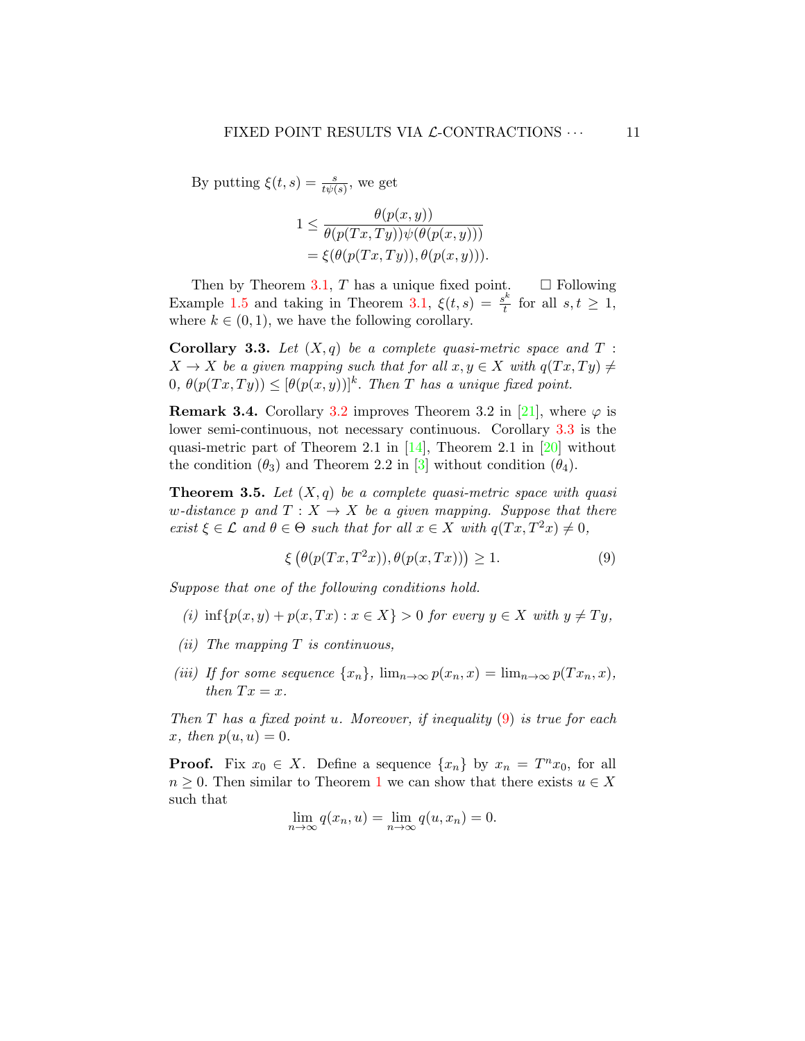By putting $\xi(t,s) = \frac{s}{t\psi(s)}$, we get

$$
\begin{aligned}
1 &\leq \frac{\theta(p(x,y))}{\theta(p(Tx,Ty))\psi(\theta(p(x,y)))} \\
&= \xi(\theta(p(Tx,Ty)), \theta(p(x,y))).
\end{aligned}
$$

Then by Theorem 3.1, $T$ has a unique fixed point. $\square$ Following Example 1.5 and taking in Theorem 3.1, $\xi(t,s) = \frac{s^k}{t}$ for all $s,t \geq 1$, where $k \in (0,1)$, we have the following corollary.

**Corollary 3.3.** *Let $(X,q)$ be a complete quasi-metric space and $T : X \to X$ be a given mapping such that for all $x,y \in X$ with $q(Tx,Ty) \neq 0$, $\theta(p(Tx,Ty)) \leq [\theta(p(x,y))]^k$. Then $T$ has a unique fixed point.*

**Remark 3.4.** Corollary 3.2 improves Theorem 3.2 in [21], where $\varphi$ is lower semi-continuous, not necessary continuous. Corollary 3.3 is the quasi-metric part of Theorem 2.1 in [14], Theorem 2.1 in [20] without the condition $(\theta_3)$ and Theorem 2.2 in [3] without condition $(\theta_4)$.

**Theorem 3.5.** *Let $(X,q)$ be a complete quasi-metric space with quasi $w$-distance $p$ and $T : X \to X$ be a given mapping. Suppose that there exist $\xi \in \mathcal{L}$ and $\theta \in \Theta$ such that for all $x \in X$ with $q(Tx,T^2x) \neq 0$,*

$$
\xi\left(\theta(p(Tx,T^2x)), \theta(p(x,Tx))\right) \geq 1. \tag{9}
$$

*Suppose that one of the following conditions hold.*

*(i)* $\inf\{p(x,y) + p(x,Tx) : x \in X\} > 0$ *for every $y \in X$ with $y \neq Ty$,*

*(ii) The mapping $T$ is continuous,*

*(iii) If for some sequence $\{x_n\}$, $\lim_{n\to\infty} p(x_n,x) = \lim_{n\to\infty} p(Tx_n,x)$, then $Tx = x$.*

*Then $T$ has a fixed point $u$. Moreover, if inequality (9) is true for each $x$, then $p(u,u) = 0$.*

**Proof.** Fix $x_0 \in X$. Define a sequence $\{x_n\}$ by $x_n = T^n x_0$, for all $n \geq 0$. Then similar to Theorem 1 we can show that there exists $u \in X$ such that

$$
\lim_{n\to\infty} q(x_n,u) = \lim_{n\to\infty} q(u,x_n) = 0.
$$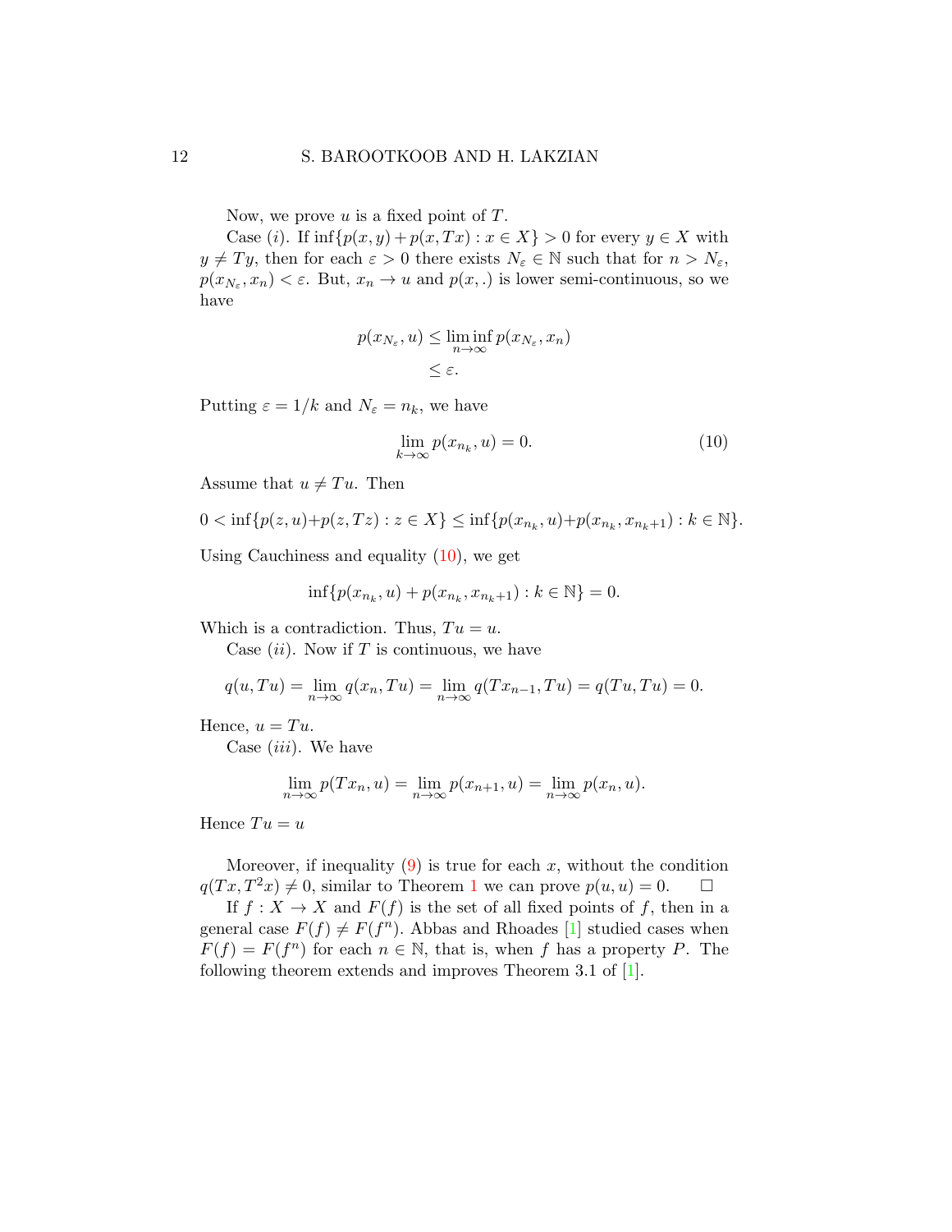Now, we prove $u$ is a fixed point of $T$.

Case $(i)$. If $\inf\{p(x,y)+p(x,Tx) : x \in X\} > 0$ for every $y \in X$ with $y \neq Ty$, then for each $\varepsilon > 0$ there exists $N_\varepsilon \in \mathbb{N}$ such that for $n > N_\varepsilon$, $p(x_{N_\varepsilon}, x_n) < \varepsilon$. But, $x_n \to u$ and $p(x,.)$ is lower semi-continuous, so we have

$$\begin{aligned} p(x_{N_\varepsilon}, u) &\leq \liminf_{n\to\infty} p(x_{N_\varepsilon}, x_n) \\ &\leq \varepsilon. \end{aligned}$$

Putting $\varepsilon = 1/k$ and $N_\varepsilon = n_k$, we have

$$\lim_{k\to\infty} p(x_{n_k}, u) = 0. \tag{10}$$

Assume that $u \neq Tu$. Then

$$0 < \inf\{p(z,u)+p(z,Tz) : z \in X\} \leq \inf\{p(x_{n_k}, u)+p(x_{n_k}, x_{n_k+1}) : k \in \mathbb{N}\}.$$

Using Cauchiness and equality (10), we get

$$\inf\{p(x_{n_k}, u) + p(x_{n_k}, x_{n_k+1}) : k \in \mathbb{N}\} = 0.$$

Which is a contradiction. Thus, $Tu = u$.

Case $(ii)$. Now if $T$ is continuous, we have

$$q(u, Tu) = \lim_{n\to\infty} q(x_n, Tu) = \lim_{n\to\infty} q(Tx_{n-1}, Tu) = q(Tu, Tu) = 0.$$

Hence, $u = Tu$.

Case $(iii)$. We have

$$\lim_{n\to\infty} p(Tx_n, u) = \lim_{n\to\infty} p(x_{n+1}, u) = \lim_{n\to\infty} p(x_n, u).$$

Hence $Tu = u$

Moreover, if inequality (9) is true for each $x$, without the condition $q(Tx, T^2x) \neq 0$, similar to Theorem 1 we can prove $p(u,u) = 0$. $\square$

If $f : X \to X$ and $F(f)$ is the set of all fixed points of $f$, then in a general case $F(f) \neq F(f^n)$. Abbas and Rhoades [1] studied cases when $F(f) = F(f^n)$ for each $n \in \mathbb{N}$, that is, when $f$ has a property $P$. The following theorem extends and improves Theorem 3.1 of [1].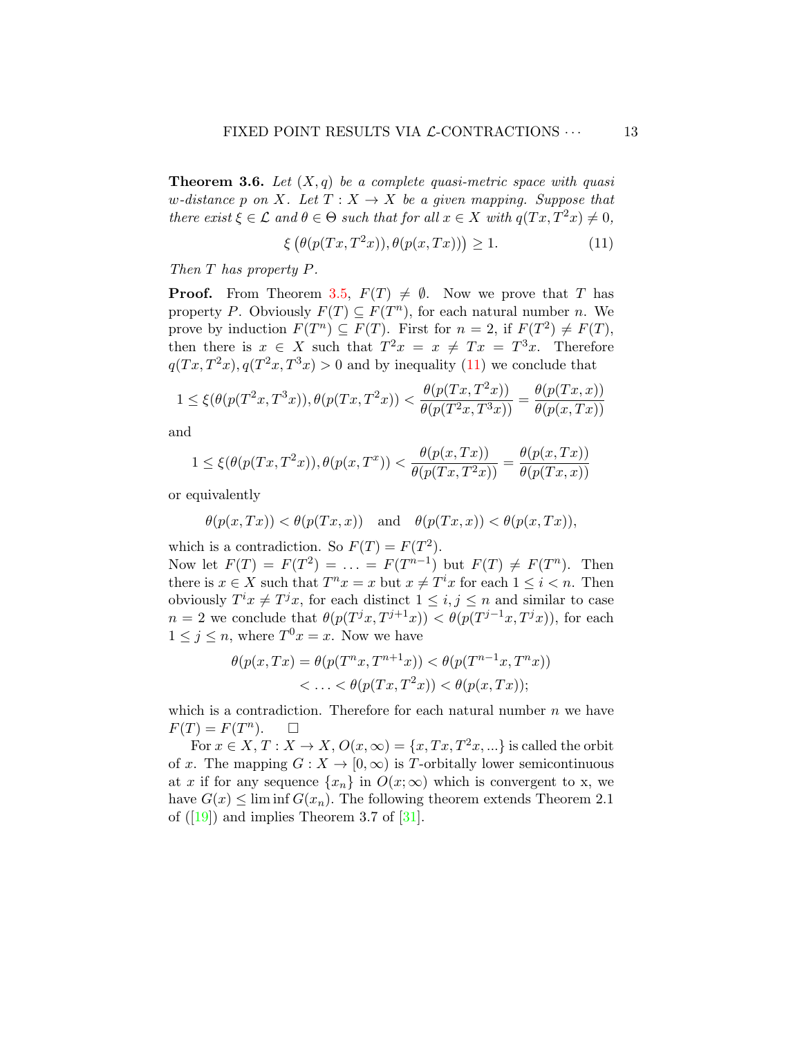**Theorem 3.6.** *Let $(X, q)$ be a complete quasi-metric space with quasi $w$-distance $p$ on $X$. Let $T : X \to X$ be a given mapping. Suppose that there exist $\xi \in \mathcal{L}$ and $\theta \in \Theta$ such that for all $x \in X$ with $q(Tx, T^2x) \neq 0$,*

$$\xi\left(\theta(p(Tx, T^2x)), \theta(p(x, Tx))\right) \geq 1. \tag{11}$$

*Then $T$ has property $P$.*

**Proof.** From Theorem 3.5, $F(T) \neq \emptyset$. Now we prove that $T$ has property $P$. Obviously $F(T) \subseteq F(T^n)$, for each natural number $n$. We prove by induction $F(T^n) \subseteq F(T)$. First for $n = 2$, if $F(T^2) \neq F(T)$, then there is $x \in X$ such that $T^2x = x \neq Tx = T^3x$. Therefore $q(Tx, T^2x), q(T^2x, T^3x) > 0$ and by inequality (11) we conclude that

$$1 \leq \xi(\theta(p(T^2x, T^3x)), \theta(p(Tx, T^2x)) < \frac{\theta(p(Tx, T^2x))}{\theta(p(T^2x, T^3x))} = \frac{\theta(p(Tx, x))}{\theta(p(x, Tx))}$$

and

$$1 \leq \xi(\theta(p(Tx, T^2x)), \theta(p(x, T^x)) < \frac{\theta(p(x, Tx))}{\theta(p(Tx, T^2x))} = \frac{\theta(p(x, Tx))}{\theta(p(Tx, x))}$$

or equivalently

$$\theta(p(x, Tx)) < \theta(p(Tx, x)) \quad \text{and} \quad \theta(p(Tx, x)) < \theta(p(x, Tx)),$$

which is a contradiction. So $F(T) = F(T^2)$.
Now let $F(T) = F(T^2) = \ldots = F(T^{n-1})$ but $F(T) \neq F(T^n)$. Then there is $x \in X$ such that $T^nx = x$ but $x \neq T^ix$ for each $1 \leq i < n$. Then obviously $T^ix \neq T^jx$, for each distinct $1 \leq i, j \leq n$ and similar to case $n = 2$ we conclude that $\theta(p(T^jx, T^{j+1}x)) < \theta(p(T^{j-1}x, T^jx))$, for each $1 \leq j \leq n$, where $T^0x = x$. Now we have

$$\begin{aligned}\theta(p(x, Tx) = \theta(p(T^nx, T^{n+1}x)) &< \theta(p(T^{n-1}x, T^nx)) \\ &< \ldots < \theta(p(Tx, T^2x)) < \theta(p(x, Tx));\end{aligned}$$

which is a contradiction. Therefore for each natural number $n$ we have $F(T) = F(T^n)$. $\square$

For $x \in X$, $T : X \to X$, $O(x, \infty) = \{x, Tx, T^2x, \ldots\}$ is called the orbit of $x$. The mapping $G : X \to [0, \infty)$ is $T$-orbitally lower semicontinuous at $x$ if for any sequence $\{x_n\}$ in $O(x; \infty)$ which is convergent to x, we have $G(x) \leq \liminf G(x_n)$. The following theorem extends Theorem 2.1 of ([19]) and implies Theorem 3.7 of [31].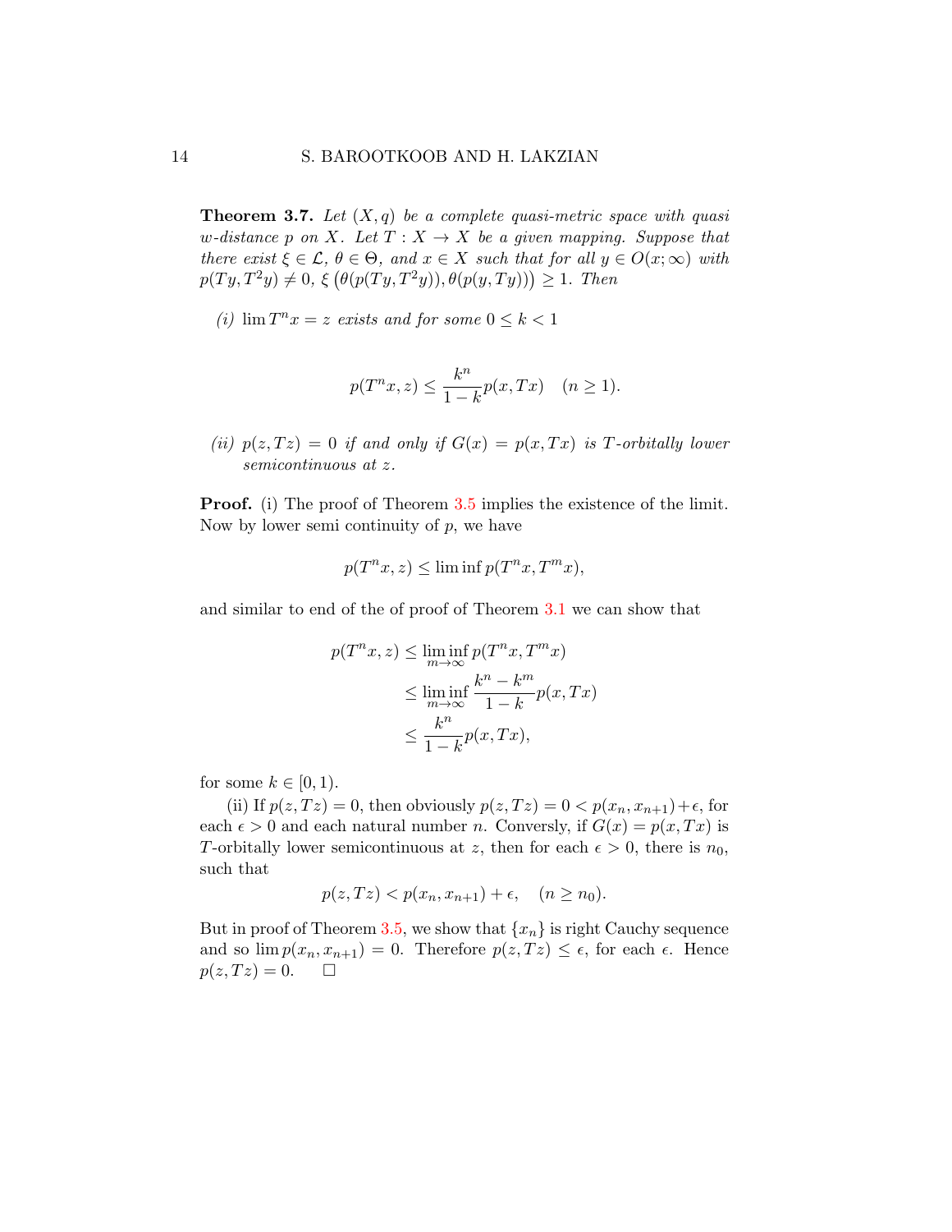**Theorem 3.7.** *Let $(X, q)$ be a complete quasi-metric space with quasi $w$-distance $p$ on $X$. Let $T : X \to X$ be a given mapping. Suppose that there exist $\xi \in \mathcal{L}$, $\theta \in \Theta$, and $x \in X$ such that for all $y \in O(x;\infty)$ with $p(Ty, T^2y) \neq 0$, $\xi\left(\theta(p(Ty, T^2y)), \theta(p(y, Ty))\right) \geq 1$. Then*

*(i) $\lim T^n x = z$ exists and for some $0 \leq k < 1$*

$$p(T^n x, z) \leq \frac{k^n}{1-k} p(x, Tx) \quad (n \geq 1).$$

*(ii) $p(z, Tz) = 0$ if and only if $G(x) = p(x, Tx)$ is $T$-orbitally lower semicontinuous at $z$.*

**Proof.** (i) The proof of Theorem 3.5 implies the existence of the limit. Now by lower semi continuity of $p$, we have

$$p(T^n x, z) \leq \liminf p(T^n x, T^m x),$$

and similar to end of the of proof of Theorem 3.1 we can show that

$$\begin{aligned}
p(T^n x, z) &\leq \liminf_{m\to\infty} p(T^n x, T^m x) \\
&\leq \liminf_{m\to\infty} \frac{k^n - k^m}{1-k} p(x, Tx) \\
&\leq \frac{k^n}{1-k} p(x, Tx),
\end{aligned}$$

for some $k \in [0, 1)$.

(ii) If $p(z, Tz) = 0$, then obviously $p(z, Tz) = 0 < p(x_n, x_{n+1}) + \epsilon$, for each $\epsilon > 0$ and each natural number $n$. Conversely, if $G(x) = p(x, Tx)$ is $T$-orbitally lower semicontinuous at $z$, then for each $\epsilon > 0$, there is $n_0$, such that

$$p(z, Tz) < p(x_n, x_{n+1}) + \epsilon, \quad (n \geq n_0).$$

But in proof of Theorem 3.5, we show that $\{x_n\}$ is right Cauchy sequence and so $\lim p(x_n, x_{n+1}) = 0$. Therefore $p(z, Tz) \leq \epsilon$, for each $\epsilon$. Hence $p(z, Tz) = 0$. $\square$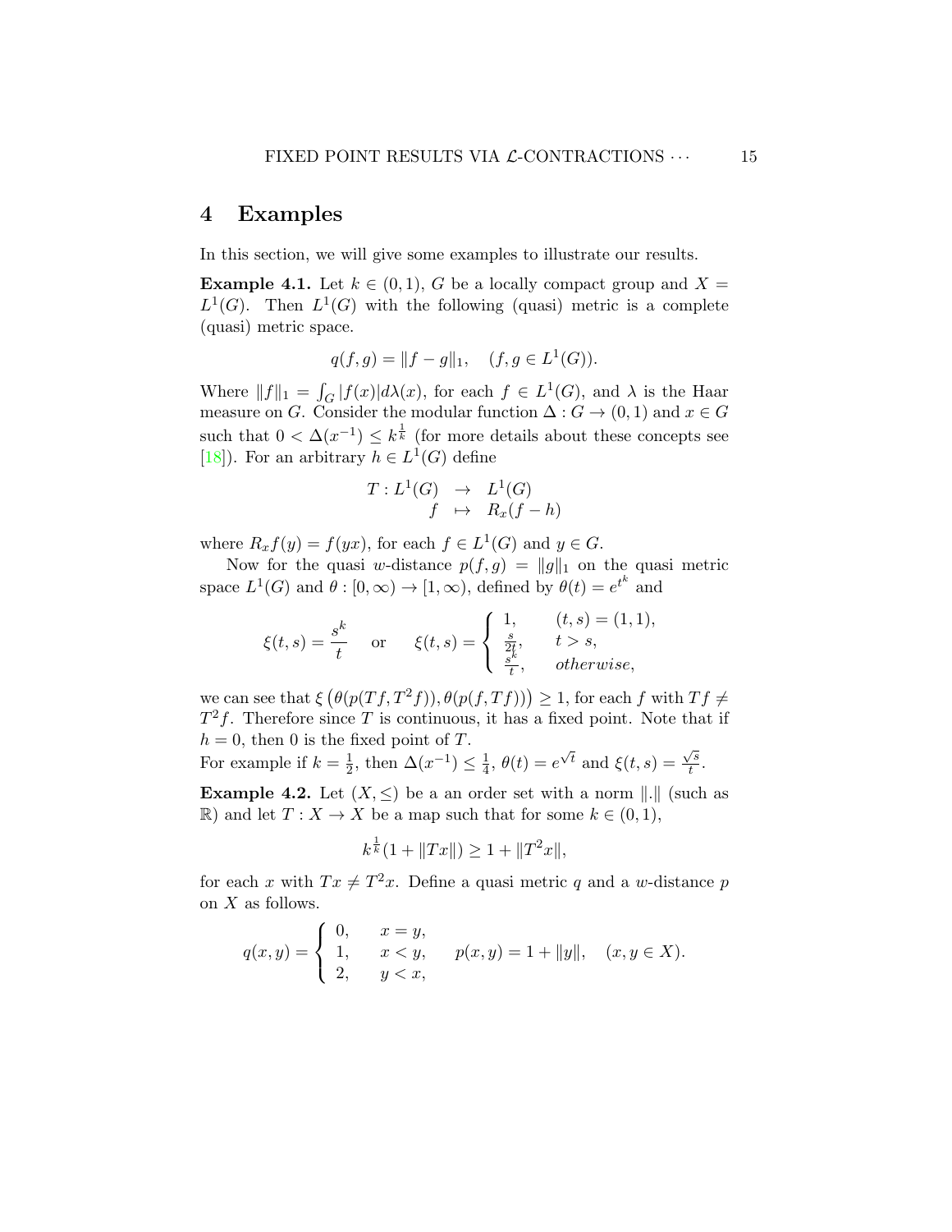## 4 Examples

In this section, we will give some examples to illustrate our results.

**Example 4.1.** Let $k \in (0,1)$, $G$ be a locally compact group and $X = L^1(G)$. Then $L^1(G)$ with the following (quasi) metric is a complete (quasi) metric space.

$$q(f,g) = \|f-g\|_1, \quad (f,g \in L^1(G)).$$

Where $\|f\|_1 = \int_G |f(x)| d\lambda(x)$, for each $f \in L^1(G)$, and $\lambda$ is the Haar measure on $G$. Consider the modular function $\Delta : G \to (0,1)$ and $x \in G$ such that $0 < \Delta(x^{-1}) \leq k^{\frac{1}{k}}$ (for more details about these concepts see [18]). For an arbitrary $h \in L^1(G)$ define

$$\begin{array}{rcl} T : L^1(G) & \to & L^1(G) \\ f & \mapsto & R_x(f-h) \end{array}$$

where $R_x f(y) = f(yx)$, for each $f \in L^1(G)$ and $y \in G$.

Now for the quasi $w$-distance $p(f,g) = \|g\|_1$ on the quasi metric space $L^1(G)$ and $\theta : [0,\infty) \to [1,\infty)$, defined by $\theta(t) = e^{t^k}$ and

$$\xi(t,s) = \frac{s^k}{t} \quad \text{or} \quad \xi(t,s) = \begin{cases} 1, & (t,s) = (1,1), \\ \frac{s}{2t}, & t > s, \\ \frac{s^k}{t}, & otherwise, \end{cases}$$

we can see that $\xi\left(\theta(p(Tf,T^2f)), \theta(p(f,Tf))\right) \geq 1$, for each $f$ with $Tf \neq T^2 f$. Therefore since $T$ is continuous, it has a fixed point. Note that if $h = 0$, then 0 is the fixed point of $T$.
For example if $k = \frac{1}{2}$, then $\Delta(x^{-1}) \leq \frac{1}{4}$, $\theta(t) = e^{\sqrt{t}}$ and $\xi(t,s) = \frac{\sqrt{s}}{t}$.

**Example 4.2.** Let $(X, \leq)$ be a an order set with a norm $\|.\|$ (such as $\mathbb{R}$) and let $T : X \to X$ be a map such that for some $k \in (0,1)$,

$$k^{\frac{1}{k}}(1 + \|Tx\|) \geq 1 + \|T^2 x\|,$$

for each $x$ with $Tx \neq T^2 x$. Define a quasi metric $q$ and a $w$-distance $p$ on $X$ as follows.

$$q(x,y) = \begin{cases} 0, & x = y, \\ 1, & x < y, \\ 2, & y < x, \end{cases} \qquad p(x,y) = 1 + \|y\|, \quad (x,y \in X).$$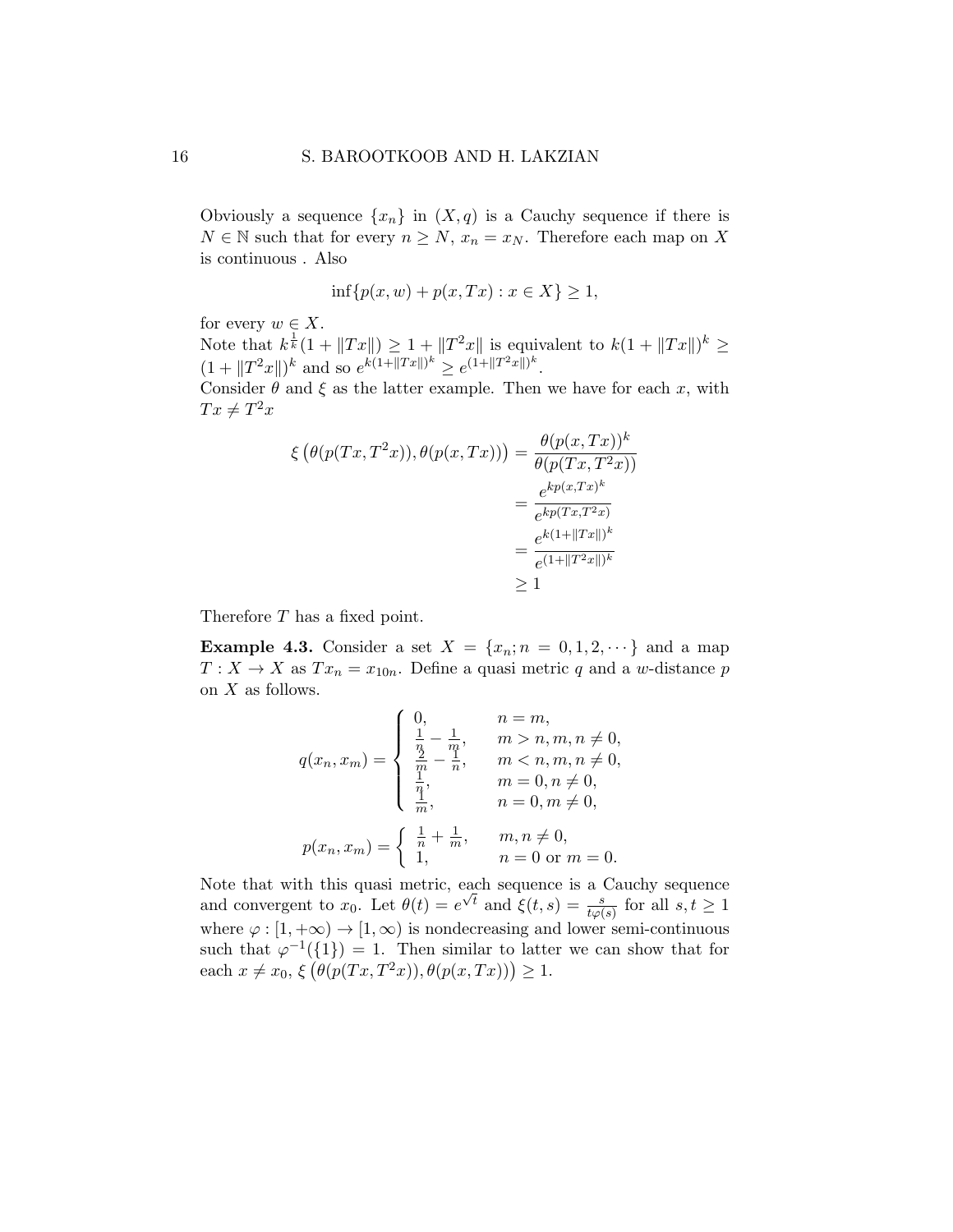Obviously a sequence $\{x_n\}$ in $(X,q)$ is a Cauchy sequence if there is $N \in \mathbb{N}$ such that for every $n \geq N$, $x_n = x_N$. Therefore each map on $X$ is continuous . Also

$$\inf\{p(x,w) + p(x,Tx) : x \in X\} \geq 1,$$

for every $w \in X$.
Note that $k^{\frac{1}{k}}(1 + \|Tx\|) \geq 1 + \|T^2x\|$ is equivalent to $k(1+\|Tx\|)^k \geq (1+\|T^2x\|)^k$ and so $e^{k(1+\|Tx\|)^k} \geq e^{(1+\|T^2x\|)^k}$.
Consider $\theta$ and $\xi$ as the latter example. Then we have for each $x$, with $Tx \neq T^2x$

$$\begin{aligned}
\xi\left(\theta(p(Tx,T^2x)), \theta(p(x,Tx))\right) &= \frac{\theta(p(x,Tx))^k}{\theta(p(Tx,T^2x))} \\
&= \frac{e^{kp(x,Tx)^k}}{e^{kp(Tx,T^2x)}} \\
&= \frac{e^{k(1+\|Tx\|)^k}}{e^{(1+\|T^2x\|)^k}} \\
&\geq 1
\end{aligned}$$

Therefore $T$ has a fixed point.

**Example 4.3.** Consider a set $X = \{x_n; n = 0,1,2,\cdots\}$ and a map $T : X \to X$ as $Tx_n = x_{10n}$. Define a quasi metric $q$ and a $w$-distance $p$ on $X$ as follows.

$$q(x_n, x_m) = \begin{cases} 0, & n = m, \\ \frac{1}{n} - \frac{1}{m}, & m > n, m, n \neq 0, \\ \frac{2}{m} - \frac{1}{n}, & m < n, m, n \neq 0, \\ \frac{1}{n}, & m = 0, n \neq 0, \\ \frac{1}{m}, & n = 0, m \neq 0, \end{cases}$$

$$p(x_n, x_m) = \begin{cases} \frac{1}{n} + \frac{1}{m}, & m, n \neq 0, \\ 1, & n = 0 \text{ or } m = 0. \end{cases}$$

Note that with this quasi metric, each sequence is a Cauchy sequence and convergent to $x_0$. Let $\theta(t) = e^{\sqrt{t}}$ and $\xi(t,s) = \frac{s}{t\varphi(s)}$ for all $s, t \geq 1$ where $\varphi : [1, +\infty) \to [1, \infty)$ is nondecreasing and lower semi-continuous such that $\varphi^{-1}(\{1\}) = 1$. Then similar to latter we can show that for each $x \neq x_0$, $\xi\left(\theta(p(Tx,T^2x)), \theta(p(x,Tx))\right) \geq 1$.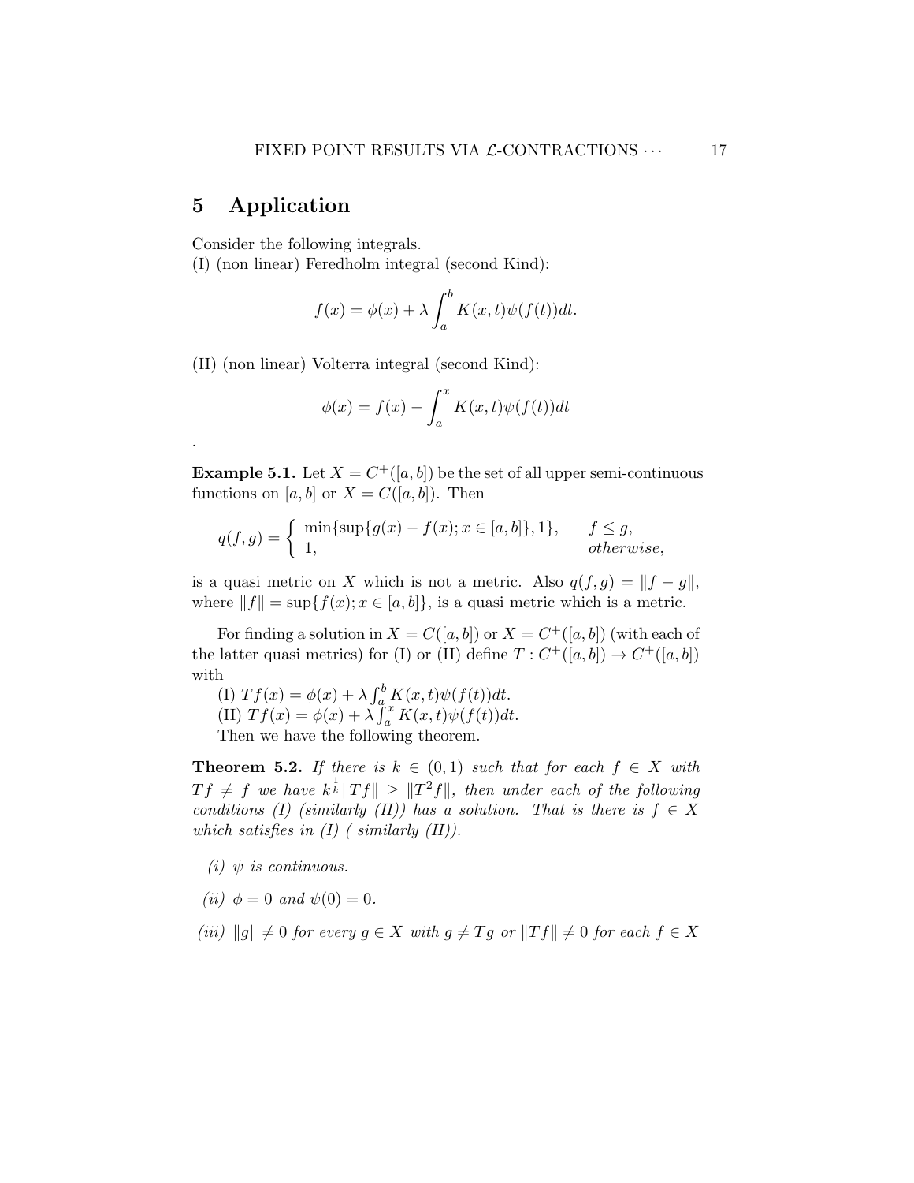## 5 Application

Consider the following integrals.
(I) (non linear) Feredholm integral (second Kind):

$$f(x) = \phi(x) + \lambda \int_a^b K(x,t)\psi(f(t))dt.$$

(II) (non linear) Volterra integral (second Kind):

$$\phi(x) = f(x) - \int_a^x K(x,t)\psi(f(t))dt$$

.

**Example 5.1.** Let $X = C^+([a,b])$ be the set of all upper semi-continuous functions on $[a,b]$ or $X = C([a,b])$. Then

$$q(f,g) = \begin{cases} \min\{\sup\{g(x) - f(x); x \in [a,b]\}, 1\}, & f \leq g, \\ 1, & otherwise, \end{cases}$$

is a quasi metric on $X$ which is not a metric. Also $q(f,g) = \|f - g\|$, where $\|f\| = \sup\{f(x); x \in [a,b]\}$, is a quasi metric which is a metric.

For finding a solution in $X = C([a,b])$ or $X = C^+([a,b])$ (with each of the latter quasi metrics) for (I) or (II) define $T : C^+([a,b]) \to C^+([a,b])$ with

(I) $Tf(x) = \phi(x) + \lambda \int_a^b K(x,t)\psi(f(t))dt$.

(II) $Tf(x) = \phi(x) + \lambda \int_a^x K(x,t)\psi(f(t))dt$.

Then we have the following theorem.

**Theorem 5.2.** *If there is $k \in (0,1)$ such that for each $f \in X$ with $Tf \neq f$ we have $k^{\frac{1}{k}}\|Tf\| \geq \|T^2 f\|$, then under each of the following conditions (I) (similarly (II)) has a solution. That is there is $f \in X$ which satisfies in (I) ( similarly (II)).*

*(i) $\psi$ is continuous.*

*(ii) $\phi = 0$ and $\psi(0) = 0$.*

*(iii) $\|g\| \neq 0$ for every $g \in X$ with $g \neq Tg$ or $\|Tf\| \neq 0$ for each $f \in X$*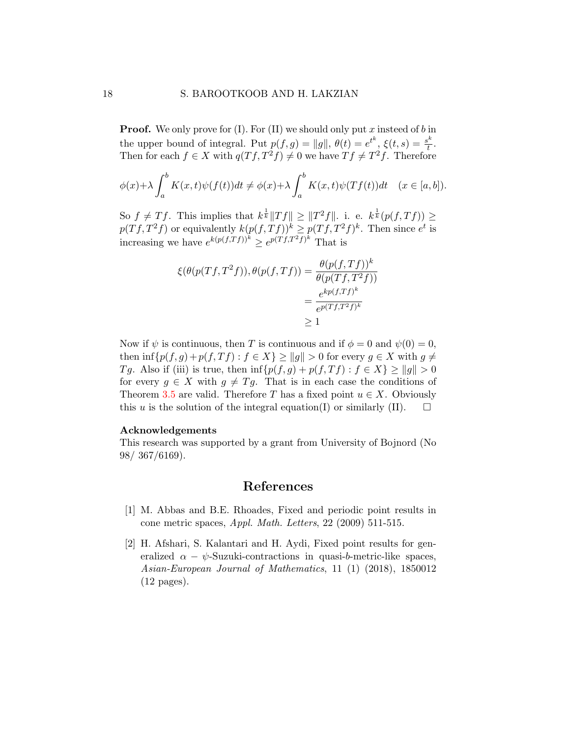**Proof.** We only prove for (I). For (II) we should only put $x$ insteed of $b$ in the upper bound of integral. Put $p(f,g) = \|g\|$, $\theta(t) = e^{t^k}$, $\xi(t,s) = \frac{s^k}{t}$. Then for each $f \in X$ with $q(Tf, T^2 f) \neq 0$ we have $Tf \neq T^2 f$. Therefore

$$\phi(x)+\lambda \int_a^b K(x,t)\psi(f(t))dt \neq \phi(x)+\lambda \int_a^b K(x,t)\psi(Tf(t))dt \quad (x \in [a,b]).$$

So $f \neq Tf$. This implies that $k^{\frac{1}{k}}\|Tf\| \geq \|T^2 f\|$. i. e. $k^{\frac{1}{k}}(p(f,Tf)) \geq p(Tf,T^2 f)$ or equivalently $k(p(f,Tf))^k \geq p(Tf,T^2f)^k$. Then since $e^t$ is increasing we have $e^{k(p(f,Tf))^k} \geq e^{p(Tf,T^2f)^k}$ That is

$$\begin{aligned}
\xi(\theta(p(Tf,T^2f)), \theta(p(f,Tf)) &= \frac{\theta(p(f,Tf))^k}{\theta(p(Tf,T^2f))} \\
&= \frac{e^{kp(f,Tf)^k}}{e^{p(Tf,T^2f)^k}} \\
&\geq 1
\end{aligned}$$

Now if $\psi$ is continuous, then $T$ is continuous and if $\phi = 0$ and $\psi(0) = 0$, then $\inf\{p(f,g)+p(f,Tf) : f \in X\} \geq \|g\| > 0$ for every $g \in X$ with $g \neq Tg$. Also if (iii) is true, then $\inf\{p(f,g) + p(f,Tf) : f \in X\} \geq \|g\| > 0$ for every $g \in X$ with $g \neq Tg$. That is in each case the conditions of Theorem 3.5 are valid. Therefore $T$ has a fixed point $u \in X$. Obviously this $u$ is the solution of the integral equation(I) or similarly (II). $\square$

**Acknowledgements**

This research was supported by a grant from University of Bojnord (No 98/ 367/6169).

## References

[1] M. Abbas and B.E. Rhoades, Fixed and periodic point results in cone metric spaces, *Appl. Math. Letters*, 22 (2009) 511-515.

[2] H. Afshari, S. Kalantari and H. Aydi, Fixed point results for generalized $\alpha - \psi$-Suzuki-contractions in quasi-$b$-metric-like spaces, *Asian-European Journal of Mathematics*, 11 (1) (2018), 1850012 (12 pages).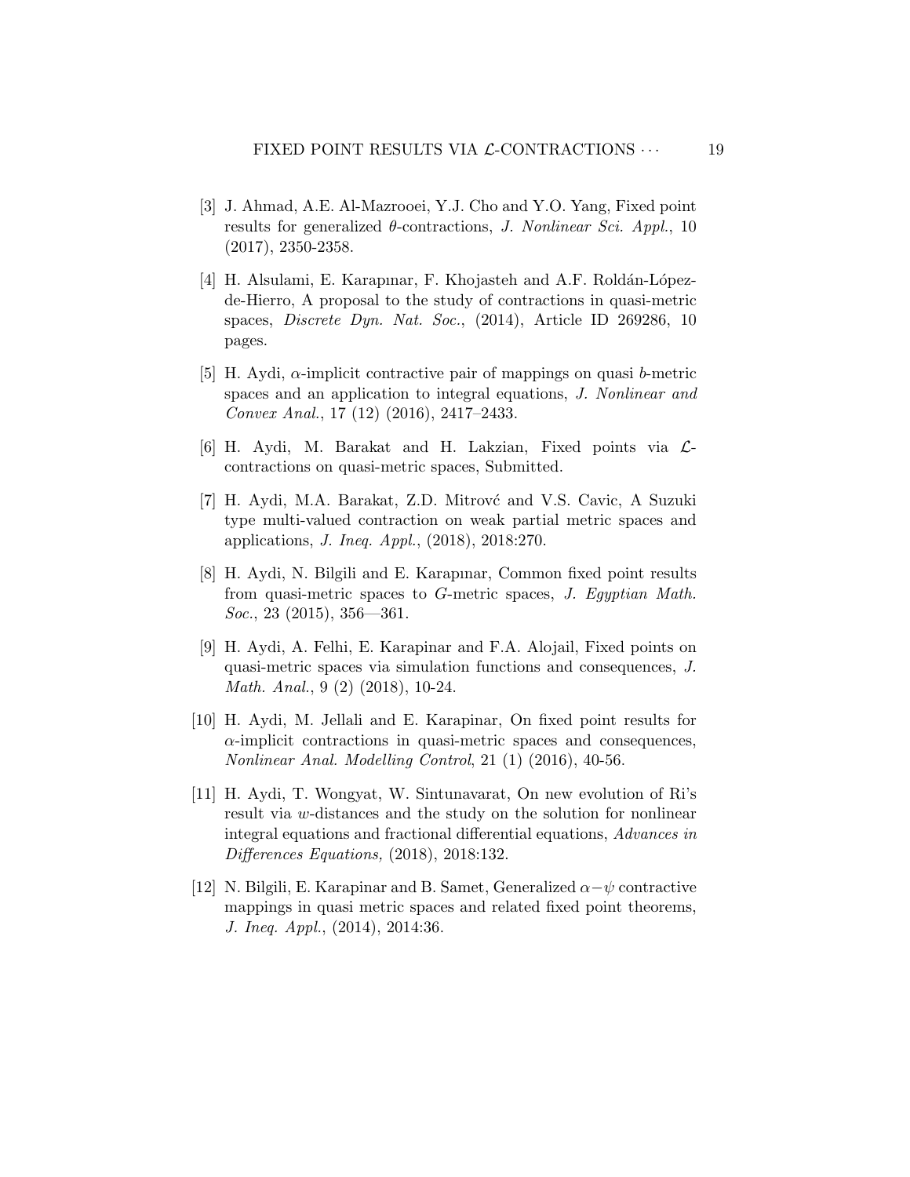[3] J. Ahmad, A.E. Al-Mazrooei, Y.J. Cho and Y.O. Yang, Fixed point results for generalized $\theta$-contractions, *J. Nonlinear Sci. Appl.*, 10 (2017), 2350-2358.

[4] H. Alsulami, E. Karapınar, F. Khojasteh and A.F. Roldán-López-de-Hierro, A proposal to the study of contractions in quasi-metric spaces, *Discrete Dyn. Nat. Soc.*, (2014), Article ID 269286, 10 pages.

[5] H. Aydi, $\alpha$-implicit contractive pair of mappings on quasi $b$-metric spaces and an application to integral equations, *J. Nonlinear and Convex Anal.*, 17 (12) (2016), 2417–2433.

[6] H. Aydi, M. Barakat and H. Lakzian, Fixed points via $\mathcal{L}$-contractions on quasi-metric spaces, Submitted.

[7] H. Aydi, M.A. Barakat, Z.D. Mitrovć and V.S. Cavic, A Suzuki type multi-valued contraction on weak partial metric spaces and applications, *J. Ineq. Appl.*, (2018), 2018:270.

[8] H. Aydi, N. Bilgili and E. Karapınar, Common fixed point results from quasi-metric spaces to $G$-metric spaces, *J. Egyptian Math. Soc.*, 23 (2015), 356—361.

[9] H. Aydi, A. Felhi, E. Karapinar and F.A. Alojail, Fixed points on quasi-metric spaces via simulation functions and consequences, *J. Math. Anal.*, 9 (2) (2018), 10-24.

[10] H. Aydi, M. Jellali and E. Karapinar, On fixed point results for $\alpha$-implicit contractions in quasi-metric spaces and consequences, *Nonlinear Anal. Modelling Control*, 21 (1) (2016), 40-56.

[11] H. Aydi, T. Wongyat, W. Sintunavarat, On new evolution of Ri's result via $w$-distances and the study on the solution for nonlinear integral equations and fractional differential equations, *Advances in Differences Equations,* (2018), 2018:132.

[12] N. Bilgili, E. Karapinar and B. Samet, Generalized $\alpha-\psi$ contractive mappings in quasi metric spaces and related fixed point theorems, *J. Ineq. Appl.*, (2014), 2014:36.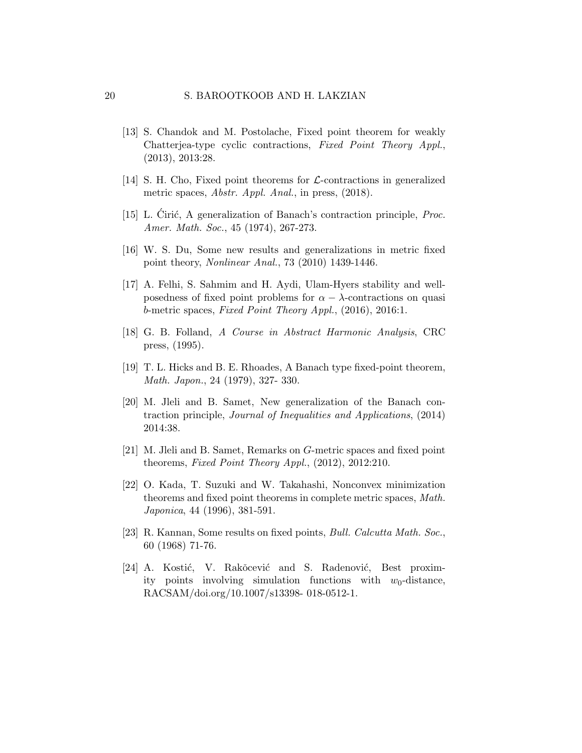[13] S. Chandok and M. Postolache, Fixed point theorem for weakly Chatterjea-type cyclic contractions, *Fixed Point Theory Appl.*, (2013), 2013:28.

[14] S. H. Cho, Fixed point theorems for $\mathcal{L}$-contractions in generalized metric spaces, *Abstr. Appl. Anal.*, in press, (2018).

[15] L. Ćirić, A generalization of Banach's contraction principle, *Proc. Amer. Math. Soc.*, 45 (1974), 267-273.

[16] W. S. Du, Some new results and generalizations in metric fixed point theory, *Nonlinear Anal.*, 73 (2010) 1439-1446.

[17] A. Felhi, S. Sahmim and H. Aydi, Ulam-Hyers stability and well-posedness of fixed point problems for $\alpha-\lambda$-contractions on quasi $b$-metric spaces, *Fixed Point Theory Appl.*, (2016), 2016:1.

[18] G. B. Folland, *A Course in Abstract Harmonic Analysis*, CRC press, (1995).

[19] T. L. Hicks and B. E. Rhoades, A Banach type fixed-point theorem, *Math. Japon.*, 24 (1979), 327- 330.

[20] M. Jleli and B. Samet, New generalization of the Banach contraction principle, *Journal of Inequalities and Applications*, (2014) 2014:38.

[21] M. Jleli and B. Samet, Remarks on $G$-metric spaces and fixed point theorems, *Fixed Point Theory Appl.*, (2012), 2012:210.

[22] O. Kada, T. Suzuki and W. Takahashi, Nonconvex minimization theorems and fixed point theorems in complete metric spaces, *Math. Japonica*, 44 (1996), 381-591.

[23] R. Kannan, Some results on fixed points, *Bull. Calcutta Math. Soc.*, 60 (1968) 71-76.

[24] A. Kostić, V. Rakŏcević and S. Radenović, Best proximity points involving simulation functions with $w_0$-distance, RACSAM/doi.org/10.1007/s13398- 018-0512-1.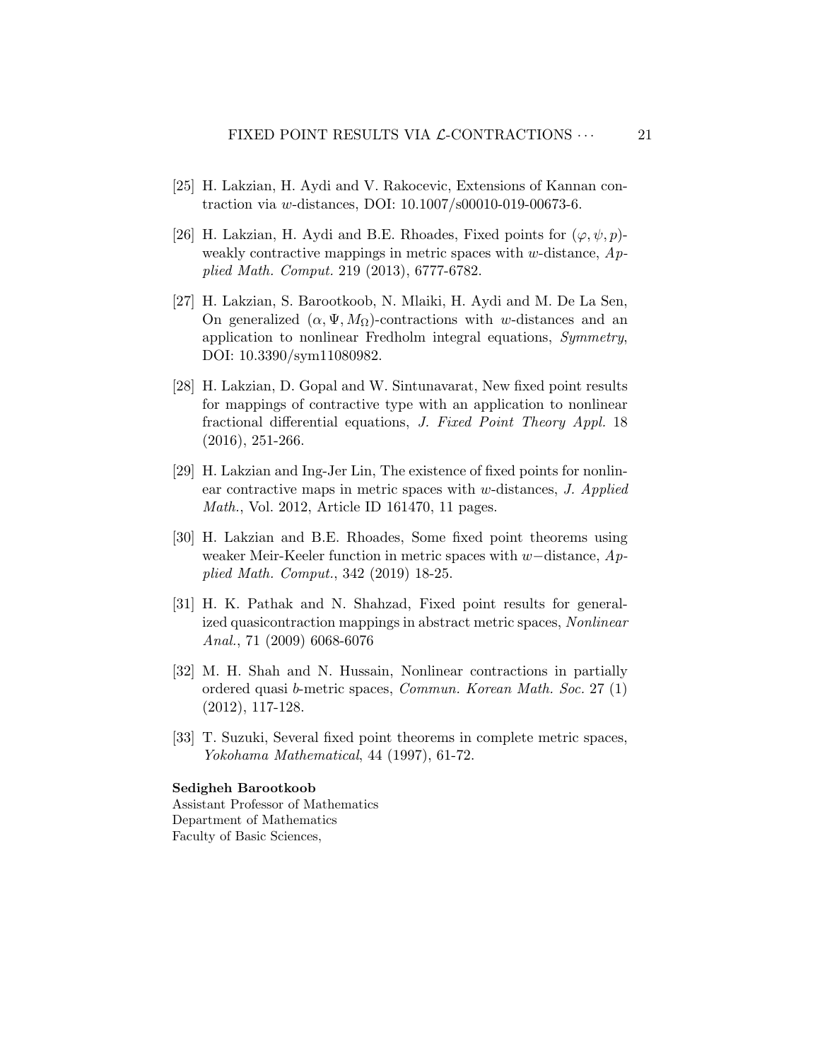[25] H. Lakzian, H. Aydi and V. Rakocevic, Extensions of Kannan contraction via $w$-distances, DOI: 10.1007/s00010-019-00673-6.

[26] H. Lakzian, H. Aydi and B.E. Rhoades, Fixed points for $(\varphi, \psi, p)$-weakly contractive mappings in metric spaces with $w$-distance, *Applied Math. Comput.* 219 (2013), 6777-6782.

[27] H. Lakzian, S. Barootkoob, N. Mlaiki, H. Aydi and M. De La Sen, On generalized $(\alpha, \Psi, M_\Omega)$-contractions with $w$-distances and an application to nonlinear Fredholm integral equations, *Symmetry*, DOI: 10.3390/sym11080982.

[28] H. Lakzian, D. Gopal and W. Sintunavarat, New fixed point results for mappings of contractive type with an application to nonlinear fractional differential equations, *J. Fixed Point Theory Appl.* 18 (2016), 251-266.

[29] H. Lakzian and Ing-Jer Lin, The existence of fixed points for nonlinear contractive maps in metric spaces with $w$-distances, *J. Applied Math.*, Vol. 2012, Article ID 161470, 11 pages.

[30] H. Lakzian and B.E. Rhoades, Some fixed point theorems using weaker Meir-Keeler function in metric spaces with $w-$distance, *Applied Math. Comput.*, 342 (2019) 18-25.

[31] H. K. Pathak and N. Shahzad, Fixed point results for generalized quasicontraction mappings in abstract metric spaces, *Nonlinear Anal.*, 71 (2009) 6068-6076

[32] M. H. Shah and N. Hussain, Nonlinear contractions in partially ordered quasi $b$-metric spaces, *Commun. Korean Math. Soc.* 27 (1) (2012), 117-128.

[33] T. Suzuki, Several fixed point theorems in complete metric spaces, *Yokohama Mathematical*, 44 (1997), 61-72.

**Sedigheh Barootkoob**
Assistant Professor of Mathematics
Department of Mathematics
Faculty of Basic Sciences,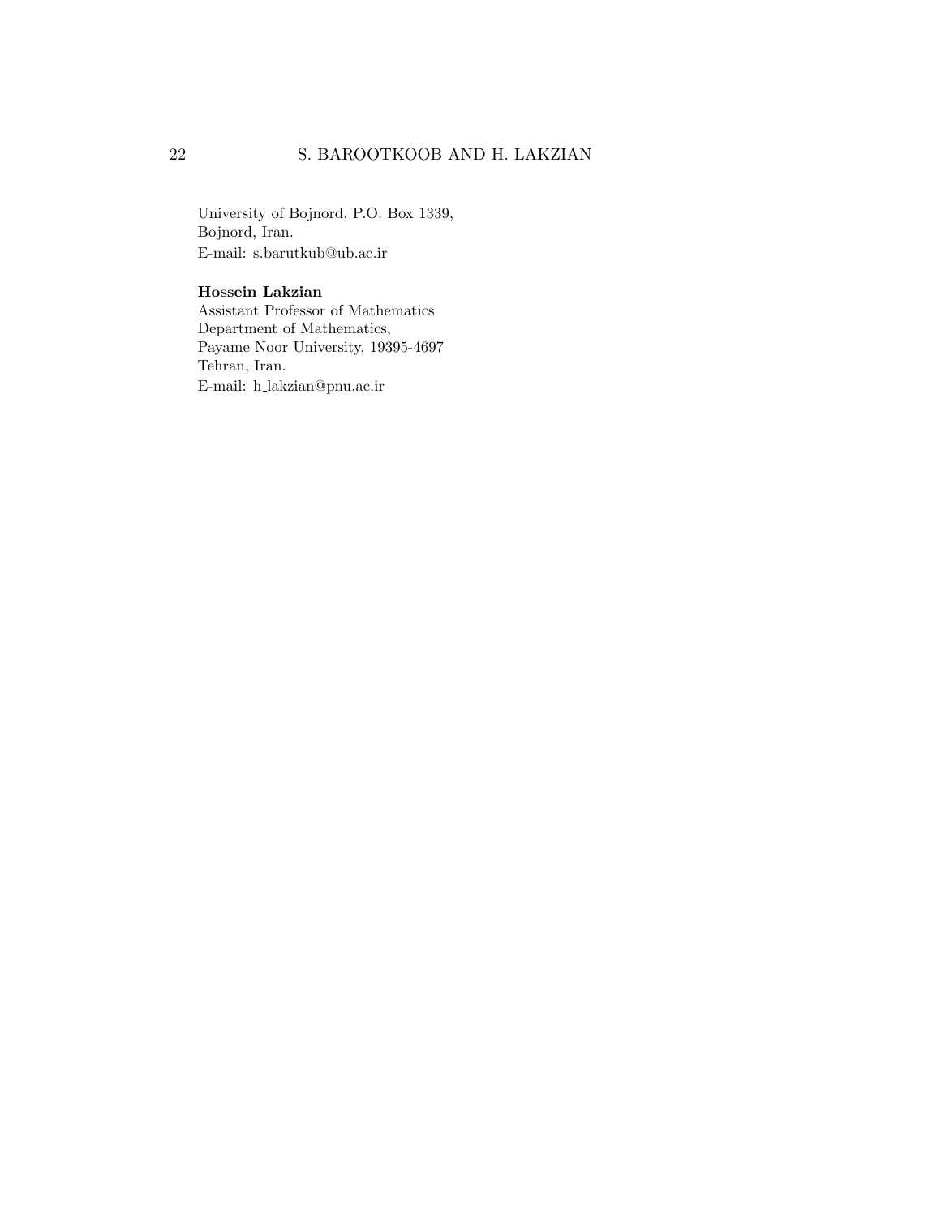University of Bojnord, P.O. Box 1339,
Bojnord, Iran.
E-mail: s.barutkub@ub.ac.ir

**Hossein Lakzian**
Assistant Professor of Mathematics
Department of Mathematics,
Payame Noor University, 19395-4697
Tehran, Iran.
E-mail: h_lakzian@pnu.ac.ir